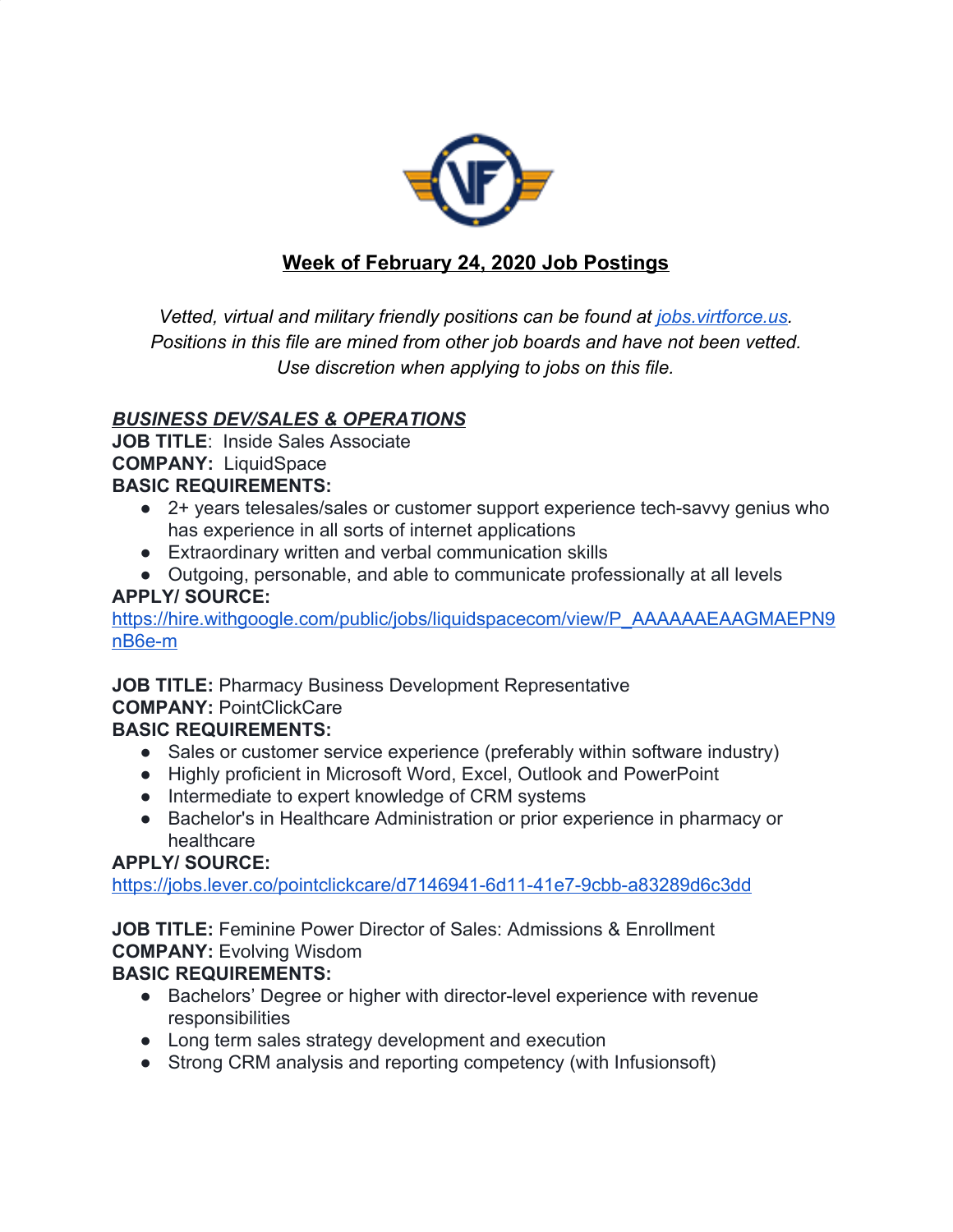# Week of February 24, 2020 Job Postings

*Vetted, virtual and military friendly positions can be found at [jobs.virtforce.us](jobs.virtforce.us).*
*Positions in this file are mined from other job boards and have not been vetted.*
*Use discretion when applying to jobs on this file.*

## *BUSINESS DEV/SALES & OPERATIONS*

**JOB TITLE**: Inside Sales Associate
**COMPANY:** LiquidSpace
**BASIC REQUIREMENTS:**

- 2+ years telesales/sales or customer support experience tech-savvy genius who has experience in all sorts of internet applications
- Extraordinary written and verbal communication skills
- Outgoing, personable, and able to communicate professionally at all levels

**APPLY/ SOURCE:**
https://hire.withgoogle.com/public/jobs/liquidspacecom/view/P_AAAAAAEAAGMAEPN9nB6e-m

**JOB TITLE:** Pharmacy Business Development Representative
**COMPANY:** PointClickCare
**BASIC REQUIREMENTS:**

- Sales or customer service experience (preferably within software industry)
- Highly proficient in Microsoft Word, Excel, Outlook and PowerPoint
- Intermediate to expert knowledge of CRM systems
- Bachelor's in Healthcare Administration or prior experience in pharmacy or healthcare

**APPLY/ SOURCE:**
https://jobs.lever.co/pointclickcare/d7146941-6d11-41e7-9cbb-a83289d6c3dd

**JOB TITLE:** Feminine Power Director of Sales: Admissions & Enrollment
**COMPANY:** Evolving Wisdom
**BASIC REQUIREMENTS:**

- Bachelors' Degree or higher with director-level experience with revenue responsibilities
- Long term sales strategy development and execution
- Strong CRM analysis and reporting competency (with Infusionsoft)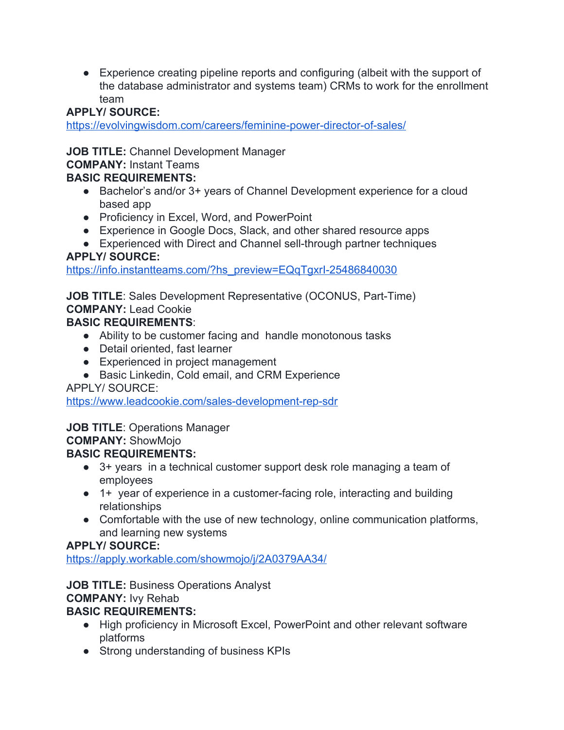- Experience creating pipeline reports and configuring (albeit with the support of the database administrator and systems team) CRMs to work for the enrollment team

**APPLY/ SOURCE:**
https://evolvingwisdom.com/careers/feminine-power-director-of-sales/

**JOB TITLE:** Channel Development Manager
**COMPANY:** Instant Teams
**BASIC REQUIREMENTS:**

- Bachelor's and/or 3+ years of Channel Development experience for a cloud based app
- Proficiency in Excel, Word, and PowerPoint
- Experience in Google Docs, Slack, and other shared resource apps
- Experienced with Direct and Channel sell-through partner techniques

**APPLY/ SOURCE:**
https://info.instantteams.com/?hs_preview=EQqTgxrI-25486840030

**JOB TITLE**: Sales Development Representative (OCONUS, Part-Time)
**COMPANY:** Lead Cookie
**BASIC REQUIREMENTS**:

- Ability to be customer facing and handle monotonous tasks
- Detail oriented, fast learner
- Experienced in project management
- Basic Linkedin, Cold email, and CRM Experience

APPLY/ SOURCE:
https://www.leadcookie.com/sales-development-rep-sdr

**JOB TITLE**: Operations Manager
**COMPANY:** ShowMojo
**BASIC REQUIREMENTS:**

- 3+ years in a technical customer support desk role managing a team of employees
- 1+ year of experience in a customer-facing role, interacting and building relationships
- Comfortable with the use of new technology, online communication platforms, and learning new systems

**APPLY/ SOURCE:**
https://apply.workable.com/showmojo/j/2A0379AA34/

**JOB TITLE:** Business Operations Analyst
**COMPANY:** Ivy Rehab
**BASIC REQUIREMENTS:**

- High proficiency in Microsoft Excel, PowerPoint and other relevant software platforms
- Strong understanding of business KPIs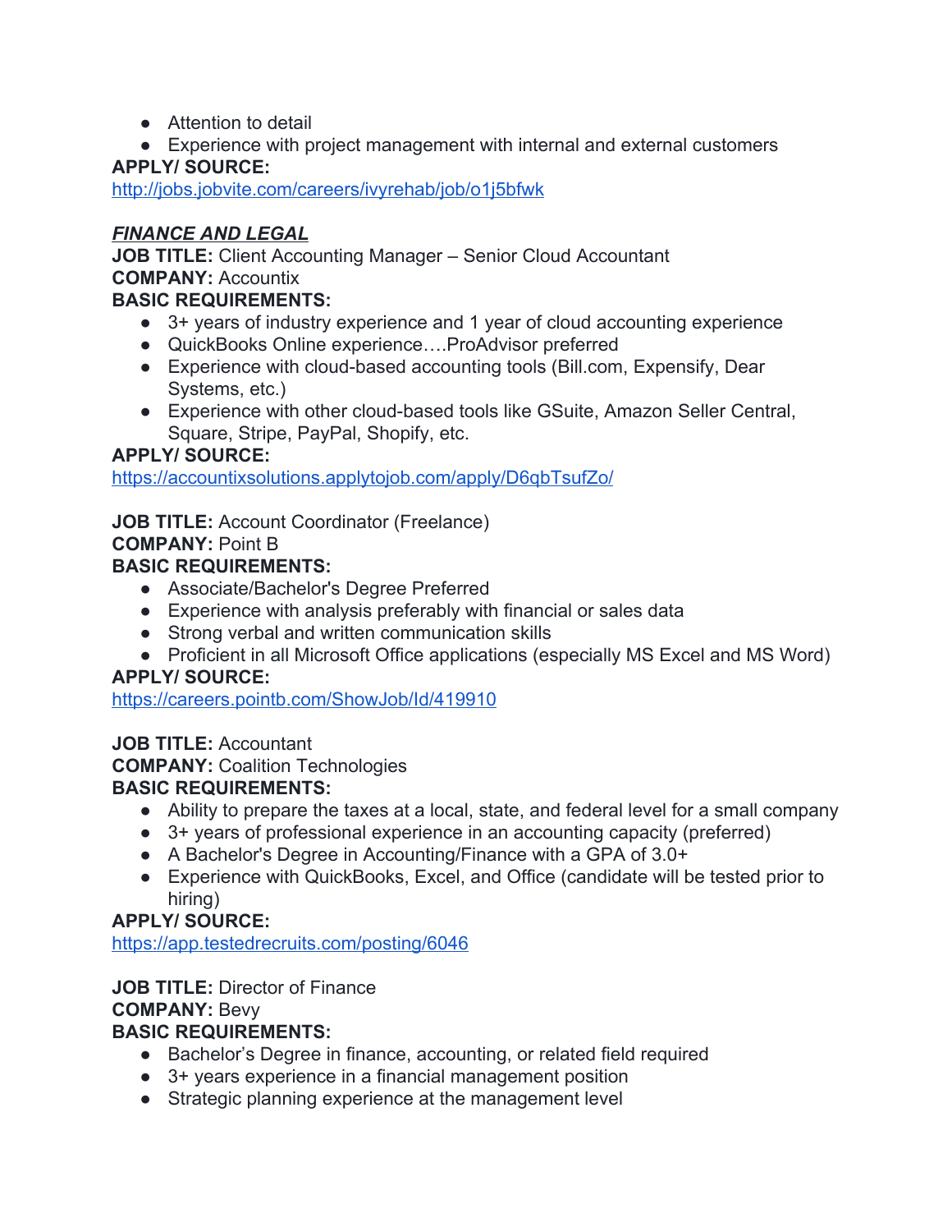- Attention to detail
- Experience with project management with internal and external customers

**APPLY/ SOURCE:**
http://jobs.jobvite.com/careers/ivyrehab/job/o1j5bfwk

## ***FINANCE AND LEGAL***

**JOB TITLE:** Client Accounting Manager – Senior Cloud Accountant
**COMPANY:** Accountix
**BASIC REQUIREMENTS:**

- 3+ years of industry experience and 1 year of cloud accounting experience
- QuickBooks Online experience….ProAdvisor preferred
- Experience with cloud-based accounting tools (Bill.com, Expensify, Dear Systems, etc.)
- Experience with other cloud-based tools like GSuite, Amazon Seller Central, Square, Stripe, PayPal, Shopify, etc.

**APPLY/ SOURCE:**
https://accountixsolutions.applytojob.com/apply/D6qbTsufZo/

**JOB TITLE:** Account Coordinator (Freelance)
**COMPANY:** Point B
**BASIC REQUIREMENTS:**

- Associate/Bachelor's Degree Preferred
- Experience with analysis preferably with financial or sales data
- Strong verbal and written communication skills
- Proficient in all Microsoft Office applications (especially MS Excel and MS Word)

**APPLY/ SOURCE:**
https://careers.pointb.com/ShowJob/Id/419910

**JOB TITLE:** Accountant
**COMPANY:** Coalition Technologies
**BASIC REQUIREMENTS:**

- Ability to prepare the taxes at a local, state, and federal level for a small company
- 3+ years of professional experience in an accounting capacity (preferred)
- A Bachelor's Degree in Accounting/Finance with a GPA of 3.0+
- Experience with QuickBooks, Excel, and Office (candidate will be tested prior to hiring)

**APPLY/ SOURCE:**
https://app.testedrecruits.com/posting/6046

**JOB TITLE:** Director of Finance
**COMPANY:** Bevy
**BASIC REQUIREMENTS:**

- Bachelor's Degree in finance, accounting, or related field required
- 3+ years experience in a financial management position
- Strategic planning experience at the management level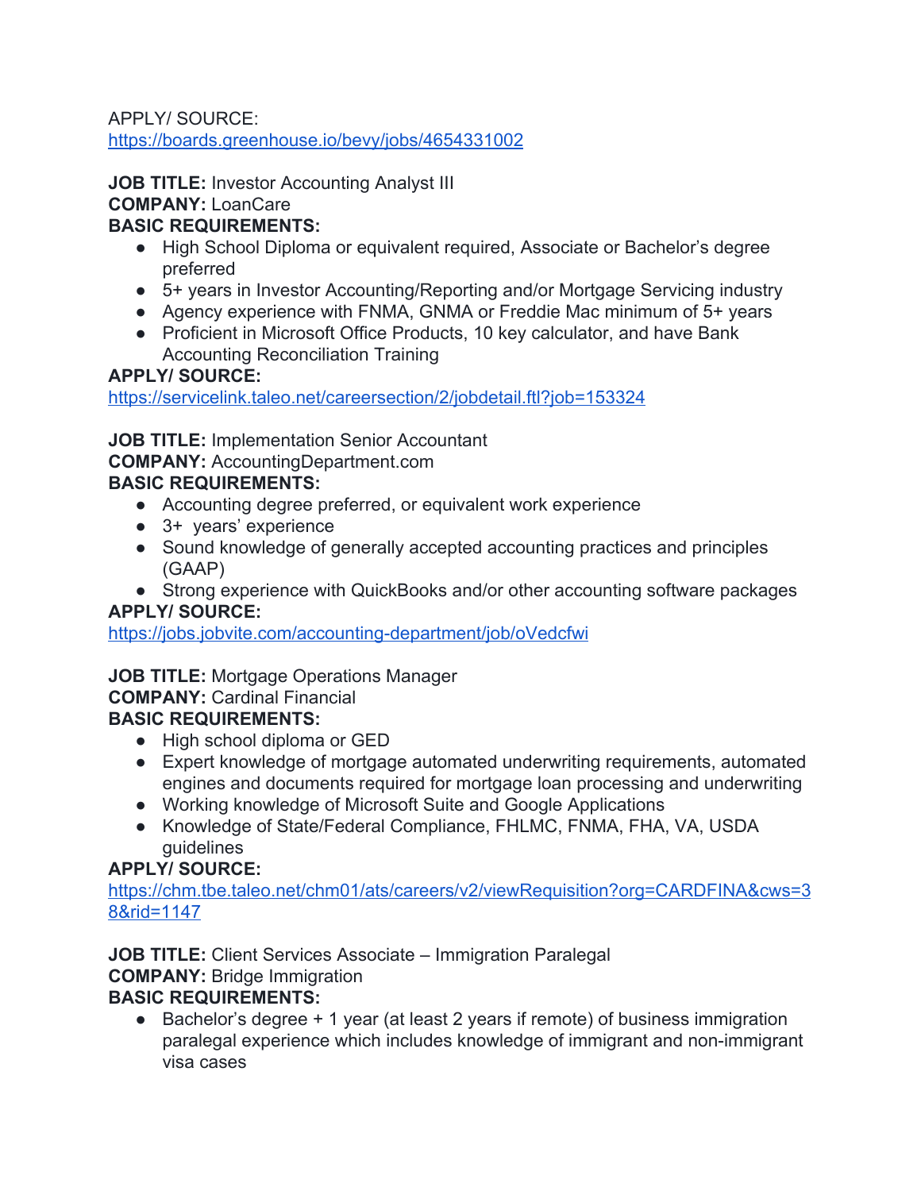APPLY/ SOURCE:
https://boards.greenhouse.io/bevy/jobs/4654331002

**JOB TITLE:** Investor Accounting Analyst III
**COMPANY:** LoanCare
**BASIC REQUIREMENTS:**

- High School Diploma or equivalent required, Associate or Bachelor's degree preferred
- 5+ years in Investor Accounting/Reporting and/or Mortgage Servicing industry
- Agency experience with FNMA, GNMA or Freddie Mac minimum of 5+ years
- Proficient in Microsoft Office Products, 10 key calculator, and have Bank Accounting Reconciliation Training

**APPLY/ SOURCE:**
https://servicelink.taleo.net/careersection/2/jobdetail.ftl?job=153324

**JOB TITLE:** Implementation Senior Accountant
**COMPANY:** AccountingDepartment.com
**BASIC REQUIREMENTS:**

- Accounting degree preferred, or equivalent work experience
- 3+ years' experience
- Sound knowledge of generally accepted accounting practices and principles (GAAP)
- Strong experience with QuickBooks and/or other accounting software packages

**APPLY/ SOURCE:**
https://jobs.jobvite.com/accounting-department/job/oVedcfwi

**JOB TITLE:** Mortgage Operations Manager
**COMPANY:** Cardinal Financial
**BASIC REQUIREMENTS:**

- High school diploma or GED
- Expert knowledge of mortgage automated underwriting requirements, automated engines and documents required for mortgage loan processing and underwriting
- Working knowledge of Microsoft Suite and Google Applications
- Knowledge of State/Federal Compliance, FHLMC, FNMA, FHA, VA, USDA guidelines

**APPLY/ SOURCE:**
https://chm.tbe.taleo.net/chm01/ats/careers/v2/viewRequisition?org=CARDFINA&cws=38&rid=1147

**JOB TITLE:** Client Services Associate – Immigration Paralegal
**COMPANY:** Bridge Immigration
**BASIC REQUIREMENTS:**

- Bachelor's degree + 1 year (at least 2 years if remote) of business immigration paralegal experience which includes knowledge of immigrant and non-immigrant visa cases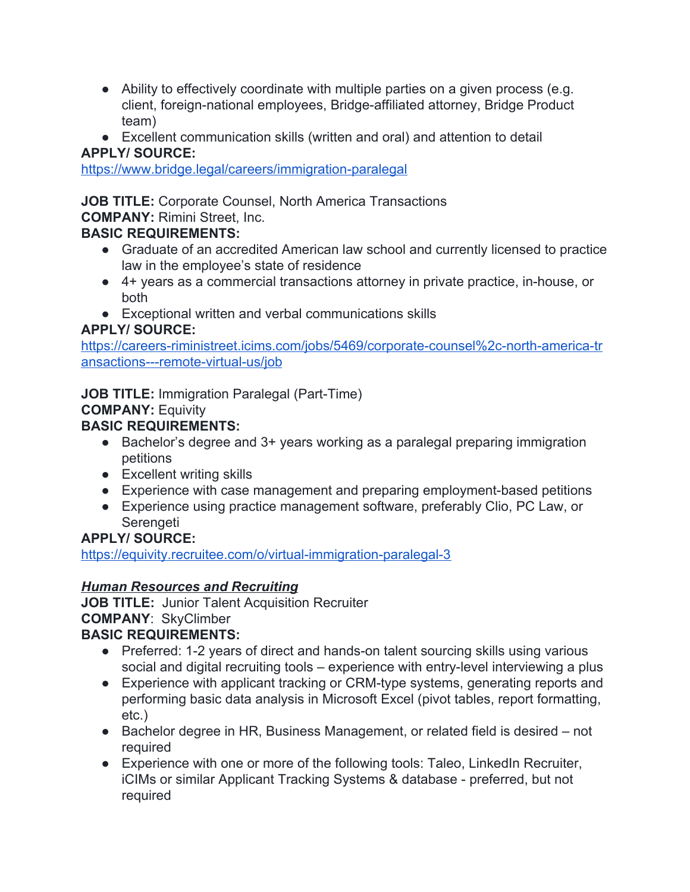- Ability to effectively coordinate with multiple parties on a given process (e.g. client, foreign-national employees, Bridge-affiliated attorney, Bridge Product team)
- Excellent communication skills (written and oral) and attention to detail

**APPLY/ SOURCE:**
https://www.bridge.legal/careers/immigration-paralegal

**JOB TITLE:** Corporate Counsel, North America Transactions
**COMPANY:** Rimini Street, Inc.
**BASIC REQUIREMENTS:**

- Graduate of an accredited American law school and currently licensed to practice law in the employee's state of residence
- 4+ years as a commercial transactions attorney in private practice, in-house, or both
- Exceptional written and verbal communications skills

**APPLY/ SOURCE:**
https://careers-riministreet.icims.com/jobs/5469/corporate-counsel%2c-north-america-transactions---remote-virtual-us/job

**JOB TITLE:** Immigration Paralegal (Part-Time)
**COMPANY:** Equivity
**BASIC REQUIREMENTS:**

- Bachelor's degree and 3+ years working as a paralegal preparing immigration petitions
- Excellent writing skills
- Experience with case management and preparing employment-based petitions
- Experience using practice management software, preferably Clio, PC Law, or Serengeti

**APPLY/ SOURCE:**
https://equivity.recruitee.com/o/virtual-immigration-paralegal-3

***Human Resources and Recruiting***

**JOB TITLE:** Junior Talent Acquisition Recruiter
**COMPANY**: SkyClimber
**BASIC REQUIREMENTS:**

- Preferred: 1-2 years of direct and hands-on talent sourcing skills using various social and digital recruiting tools – experience with entry-level interviewing a plus
- Experience with applicant tracking or CRM-type systems, generating reports and performing basic data analysis in Microsoft Excel (pivot tables, report formatting, etc.)
- Bachelor degree in HR, Business Management, or related field is desired – not required
- Experience with one or more of the following tools: Taleo, LinkedIn Recruiter, iCIMs or similar Applicant Tracking Systems & database - preferred, but not required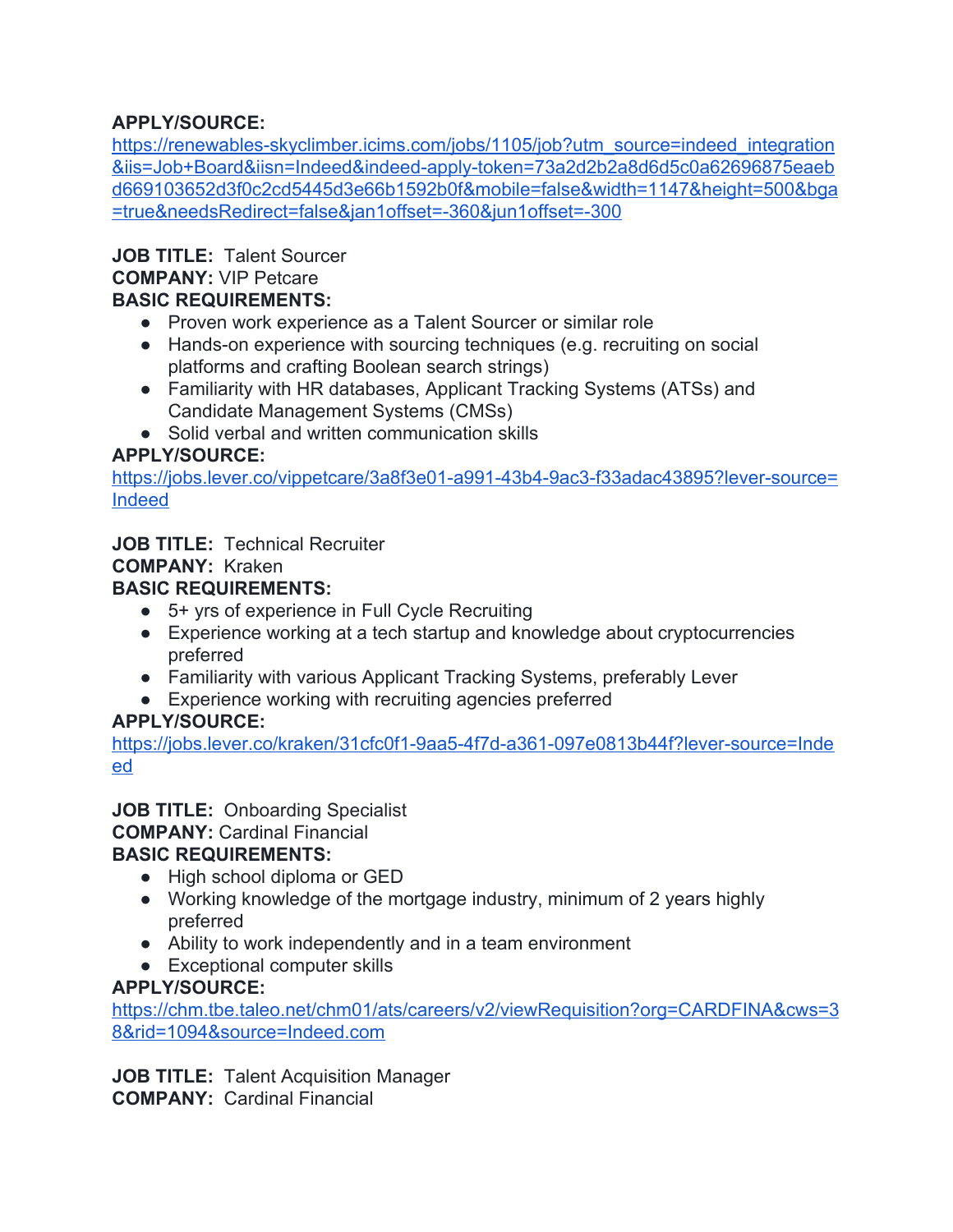**APPLY/SOURCE:** 
https://renewables-skyclimber.icims.com/jobs/1105/job?utm_source=indeed_integration&iis=Job+Board&iisn=Indeed&indeed-apply-token=73a2d2b2a8d6d5c0a62696875eaebd669103652d3f0c2cd5445d3e66b1592b0f&mobile=false&width=1147&height=500&bga=true&needsRedirect=false&jan1offset=-360&jun1offset=-300

**JOB TITLE:** Talent Sourcer
**COMPANY:** VIP Petcare
**BASIC REQUIREMENTS:**

- Proven work experience as a Talent Sourcer or similar role
- Hands-on experience with sourcing techniques (e.g. recruiting on social platforms and crafting Boolean search strings)
- Familiarity with HR databases, Applicant Tracking Systems (ATSs) and Candidate Management Systems (CMSs)
- Solid verbal and written communication skills

**APPLY/SOURCE:** 
https://jobs.lever.co/vippetcare/3a8f3e01-a991-43b4-9ac3-f33adac43895?lever-source=Indeed

**JOB TITLE:** Technical Recruiter
**COMPANY:** Kraken
**BASIC REQUIREMENTS:**

- 5+ yrs of experience in Full Cycle Recruiting
- Experience working at a tech startup and knowledge about cryptocurrencies preferred
- Familiarity with various Applicant Tracking Systems, preferably Lever
- Experience working with recruiting agencies preferred

**APPLY/SOURCE:** 
https://jobs.lever.co/kraken/31cfc0f1-9aa5-4f7d-a361-097e0813b44f?lever-source=Indeed

**JOB TITLE:** Onboarding Specialist
**COMPANY:** Cardinal Financial
**BASIC REQUIREMENTS:**

- High school diploma or GED
- Working knowledge of the mortgage industry, minimum of 2 years highly preferred
- Ability to work independently and in a team environment
- Exceptional computer skills

**APPLY/SOURCE:** 
https://chm.tbe.taleo.net/chm01/ats/careers/v2/viewRequisition?org=CARDFINA&cws=38&rid=1094&source=Indeed.com

**JOB TITLE:** Talent Acquisition Manager
**COMPANY:** Cardinal Financial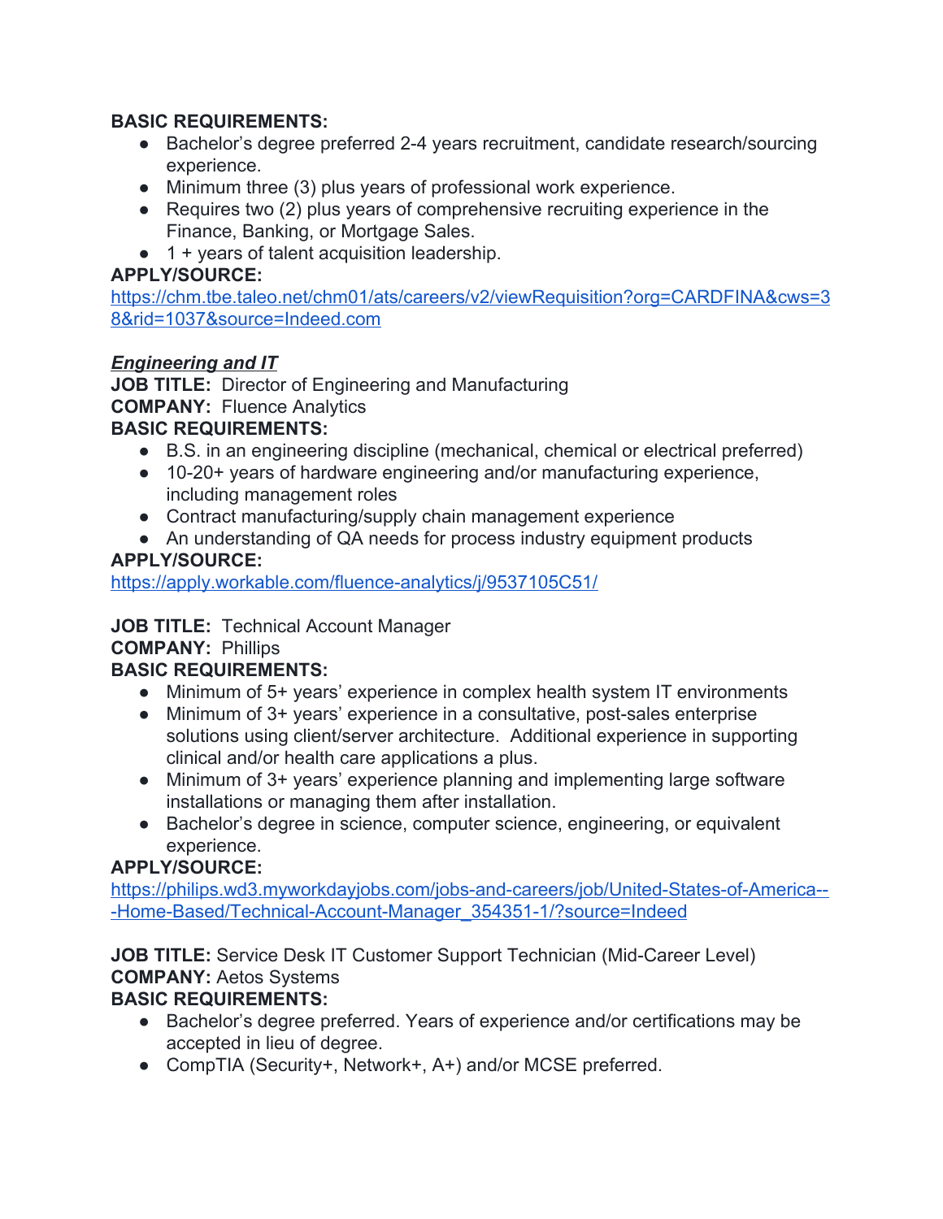**BASIC REQUIREMENTS:**

- Bachelor's degree preferred 2-4 years recruitment, candidate research/sourcing experience.
- Minimum three (3) plus years of professional work experience.
- Requires two (2) plus years of comprehensive recruiting experience in the Finance, Banking, or Mortgage Sales.
- 1 + years of talent acquisition leadership.

**APPLY/SOURCE:**
https://chm.tbe.taleo.net/chm01/ats/careers/v2/viewRequisition?org=CARDFINA&cws=38&rid=1037&source=Indeed.com

***Engineering and IT***

**JOB TITLE:** Director of Engineering and Manufacturing
**COMPANY:** Fluence Analytics
**BASIC REQUIREMENTS:**

- B.S. in an engineering discipline (mechanical, chemical or electrical preferred)
- 10-20+ years of hardware engineering and/or manufacturing experience, including management roles
- Contract manufacturing/supply chain management experience
- An understanding of QA needs for process industry equipment products

**APPLY/SOURCE:**
https://apply.workable.com/fluence-analytics/j/9537105C51/

**JOB TITLE:** Technical Account Manager
**COMPANY:** Phillips
**BASIC REQUIREMENTS:**

- Minimum of 5+ years' experience in complex health system IT environments
- Minimum of 3+ years' experience in a consultative, post-sales enterprise solutions using client/server architecture. Additional experience in supporting clinical and/or health care applications a plus.
- Minimum of 3+ years' experience planning and implementing large software installations or managing them after installation.
- Bachelor's degree in science, computer science, engineering, or equivalent experience.

**APPLY/SOURCE:**
https://philips.wd3.myworkdayjobs.com/jobs-and-careers/job/United-States-of-America---Home-Based/Technical-Account-Manager_354351-1/?source=Indeed

**JOB TITLE:** Service Desk IT Customer Support Technician (Mid-Career Level)
**COMPANY:** Aetos Systems
**BASIC REQUIREMENTS:**

- Bachelor's degree preferred. Years of experience and/or certifications may be accepted in lieu of degree.
- CompTIA (Security+, Network+, A+) and/or MCSE preferred.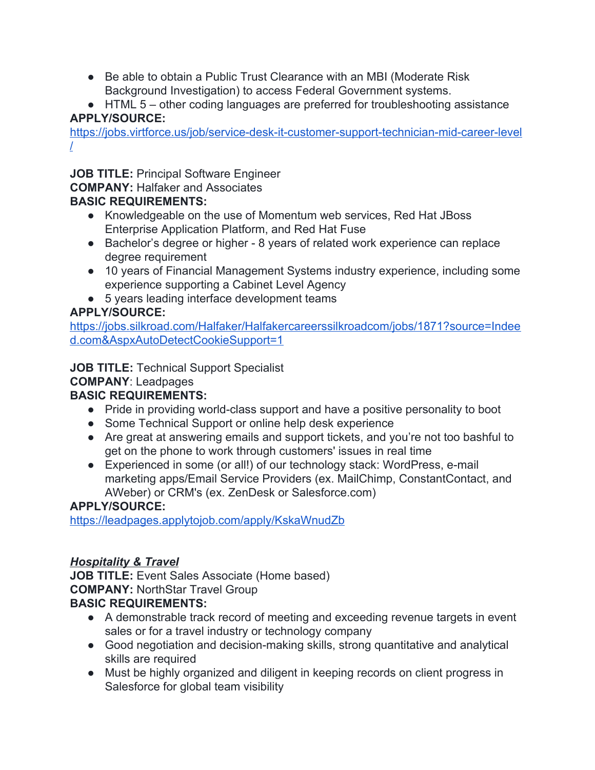- Be able to obtain a Public Trust Clearance with an MBI (Moderate Risk Background Investigation) to access Federal Government systems.
- HTML 5 – other coding languages are preferred for troubleshooting assistance

**APPLY/SOURCE:**
https://jobs.virtforce.us/job/service-desk-it-customer-support-technician-mid-career-level/

**JOB TITLE:** Principal Software Engineer
**COMPANY:** Halfaker and Associates
**BASIC REQUIREMENTS:**

- Knowledgeable on the use of Momentum web services, Red Hat JBoss Enterprise Application Platform, and Red Hat Fuse
- Bachelor's degree or higher - 8 years of related work experience can replace degree requirement
- 10 years of Financial Management Systems industry experience, including some experience supporting a Cabinet Level Agency
- 5 years leading interface development teams

**APPLY/SOURCE:**
https://jobs.silkroad.com/Halfaker/Halfakercareerssilkroadcom/jobs/1871?source=Indeed.com&AspxAutoDetectCookieSupport=1

**JOB TITLE:** Technical Support Specialist
**COMPANY**: Leadpages
**BASIC REQUIREMENTS:**

- Pride in providing world-class support and have a positive personality to boot
- Some Technical Support or online help desk experience
- Are great at answering emails and support tickets, and you're not too bashful to get on the phone to work through customers' issues in real time
- Experienced in some (or all!) of our technology stack: WordPress, e-mail marketing apps/Email Service Providers (ex. MailChimp, ConstantContact, and AWeber) or CRM's (ex. ZenDesk or Salesforce.com)

**APPLY/SOURCE:**
https://leadpages.applytojob.com/apply/KskaWnudZb

***Hospitality & Travel***

**JOB TITLE:** Event Sales Associate (Home based)
**COMPANY:** NorthStar Travel Group
**BASIC REQUIREMENTS:**

- A demonstrable track record of meeting and exceeding revenue targets in event sales or for a travel industry or technology company
- Good negotiation and decision-making skills, strong quantitative and analytical skills are required
- Must be highly organized and diligent in keeping records on client progress in Salesforce for global team visibility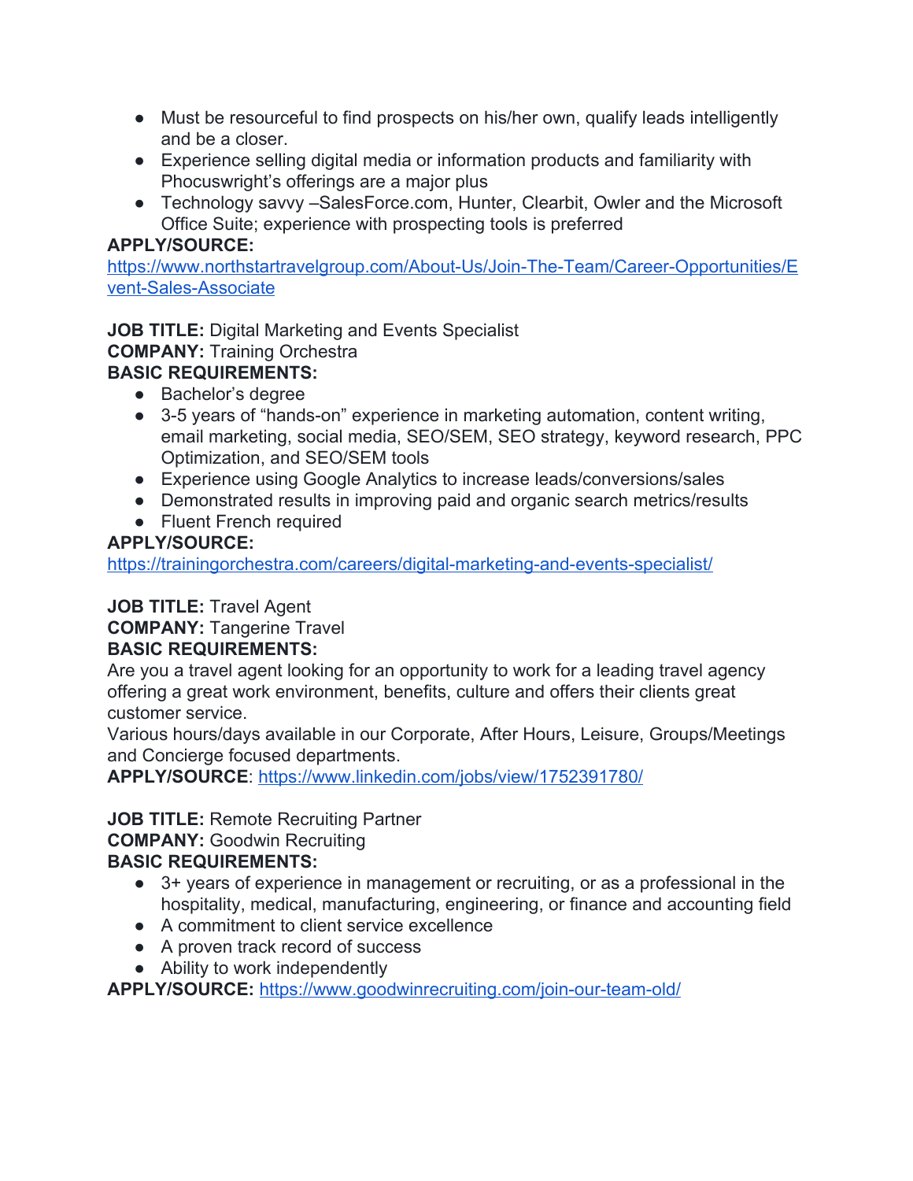- Must be resourceful to find prospects on his/her own, qualify leads intelligently and be a closer.
- Experience selling digital media or information products and familiarity with Phocuswright's offerings are a major plus
- Technology savvy –SalesForce.com, Hunter, Clearbit, Owler and the Microsoft Office Suite; experience with prospecting tools is preferred

**APPLY/SOURCE:**
https://www.northstartravelgroup.com/About-Us/Join-The-Team/Career-Opportunities/Event-Sales-Associate

**JOB TITLE:** Digital Marketing and Events Specialist
**COMPANY:** Training Orchestra
**BASIC REQUIREMENTS:**

- Bachelor's degree
- 3-5 years of "hands-on" experience in marketing automation, content writing, email marketing, social media, SEO/SEM, SEO strategy, keyword research, PPC Optimization, and SEO/SEM tools
- Experience using Google Analytics to increase leads/conversions/sales
- Demonstrated results in improving paid and organic search metrics/results
- Fluent French required

**APPLY/SOURCE:**
https://trainingorchestra.com/careers/digital-marketing-and-events-specialist/

**JOB TITLE:** Travel Agent
**COMPANY:** Tangerine Travel
**BASIC REQUIREMENTS:**
Are you a travel agent looking for an opportunity to work for a leading travel agency offering a great work environment, benefits, culture and offers their clients great customer service.
Various hours/days available in our Corporate, After Hours, Leisure, Groups/Meetings and Concierge focused departments.
**APPLY/SOURCE**: https://www.linkedin.com/jobs/view/1752391780/

**JOB TITLE:** Remote Recruiting Partner
**COMPANY:** Goodwin Recruiting
**BASIC REQUIREMENTS:**

- 3+ years of experience in management or recruiting, or as a professional in the hospitality, medical, manufacturing, engineering, or finance and accounting field
- A commitment to client service excellence
- A proven track record of success
- Ability to work independently

**APPLY/SOURCE:** https://www.goodwinrecruiting.com/join-our-team-old/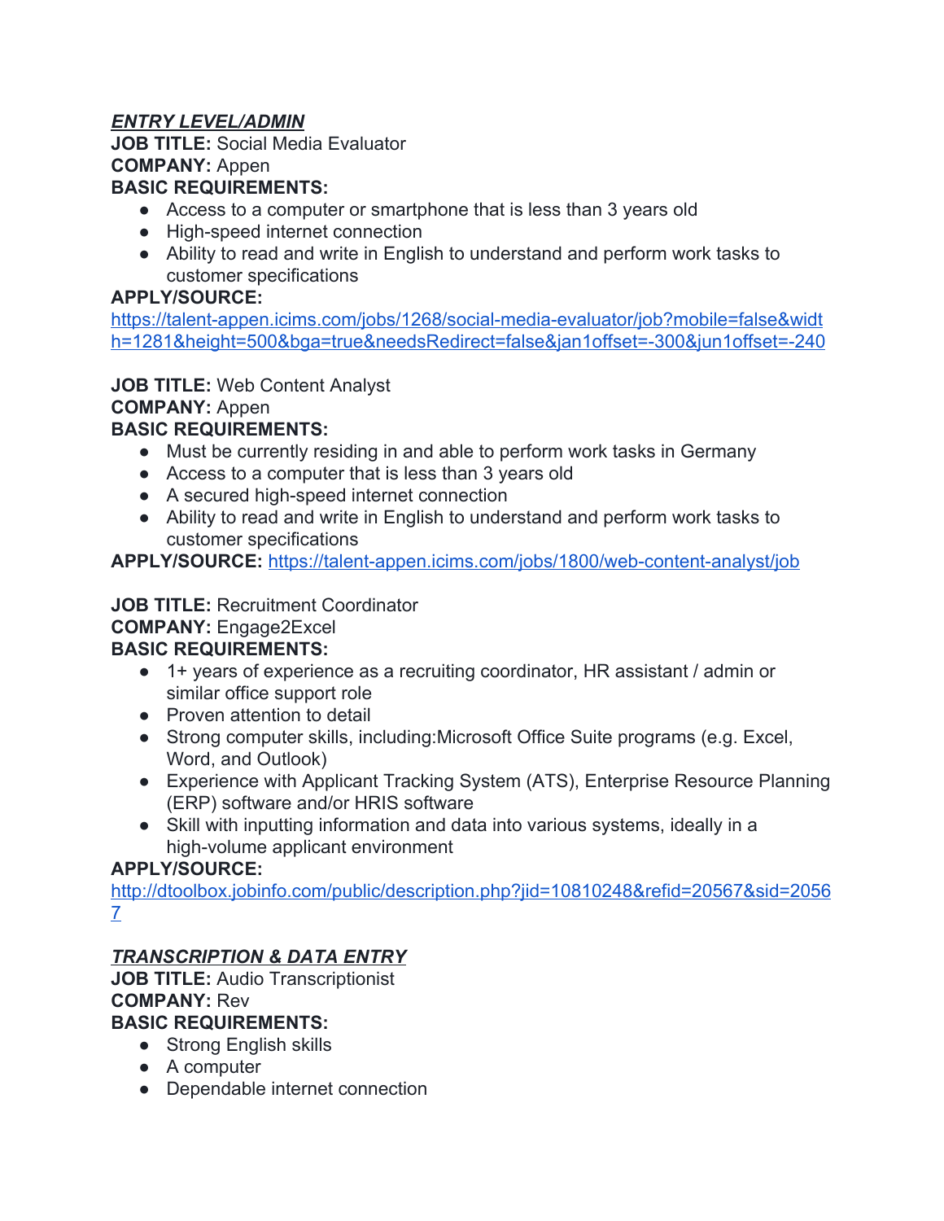***ENTRY LEVEL/ADMIN***

**JOB TITLE:** Social Media Evaluator
**COMPANY:** Appen
**BASIC REQUIREMENTS:**

- Access to a computer or smartphone that is less than 3 years old
- High-speed internet connection
- Ability to read and write in English to understand and perform work tasks to customer specifications

**APPLY/SOURCE:**
https://talent-appen.icims.com/jobs/1268/social-media-evaluator/job?mobile=false&width=1281&height=500&bga=true&needsRedirect=false&jan1offset=-300&jun1offset=-240

**JOB TITLE:** Web Content Analyst
**COMPANY:** Appen
**BASIC REQUIREMENTS:**

- Must be currently residing in and able to perform work tasks in Germany
- Access to a computer that is less than 3 years old
- A secured high-speed internet connection
- Ability to read and write in English to understand and perform work tasks to customer specifications

**APPLY/SOURCE:** https://talent-appen.icims.com/jobs/1800/web-content-analyst/job

**JOB TITLE:** Recruitment Coordinator
**COMPANY:** Engage2Excel
**BASIC REQUIREMENTS:**

- 1+ years of experience as a recruiting coordinator, HR assistant / admin or similar office support role
- Proven attention to detail
- Strong computer skills, including:Microsoft Office Suite programs (e.g. Excel, Word, and Outlook)
- Experience with Applicant Tracking System (ATS), Enterprise Resource Planning (ERP) software and/or HRIS software
- Skill with inputting information and data into various systems, ideally in a high-volume applicant environment

**APPLY/SOURCE:**
http://dtoolbox.jobinfo.com/public/description.php?jid=10810248&refid=20567&sid=20567

***TRANSCRIPTION & DATA ENTRY***

**JOB TITLE:** Audio Transcriptionist
**COMPANY:** Rev
**BASIC REQUIREMENTS:**

- Strong English skills
- A computer
- Dependable internet connection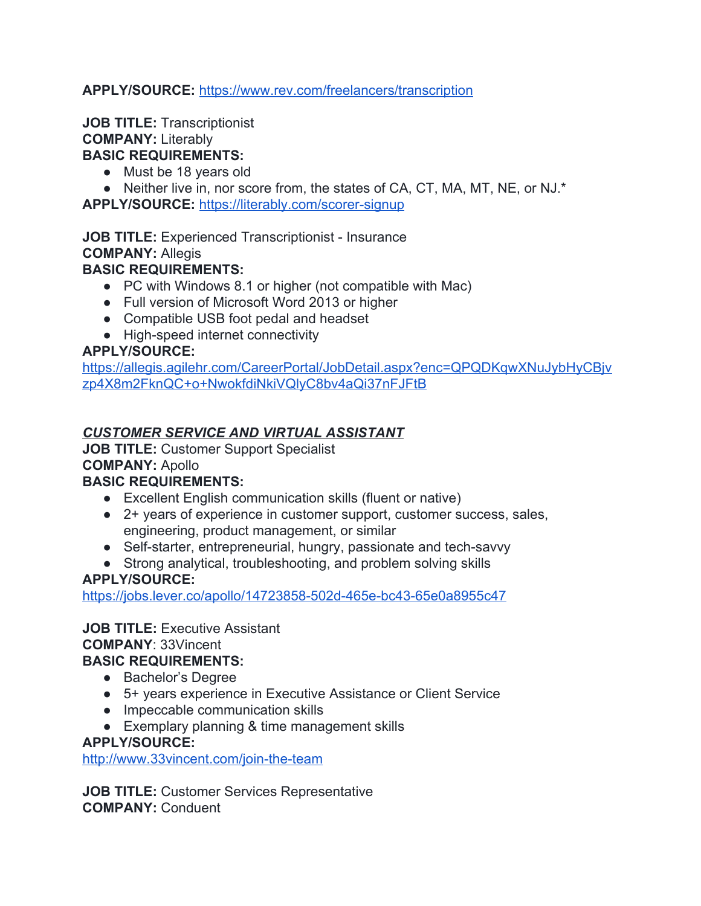**APPLY/SOURCE:** https://www.rev.com/freelancers/transcription

**JOB TITLE:** Transcriptionist
**COMPANY:** Literably
**BASIC REQUIREMENTS:**

- Must be 18 years old
- Neither live in, nor score from, the states of CA, CT, MA, MT, NE, or NJ.*

**APPLY/SOURCE:** https://literably.com/scorer-signup

**JOB TITLE:** Experienced Transcriptionist - Insurance
**COMPANY:** Allegis
**BASIC REQUIREMENTS:**

- PC with Windows 8.1 or higher (not compatible with Mac)
- Full version of Microsoft Word 2013 or higher
- Compatible USB foot pedal and headset
- High-speed internet connectivity

**APPLY/SOURCE:**
https://allegis.agilehr.com/CareerPortal/JobDetail.aspx?enc=QPQDKqwXNuJybHyCBjvzp4X8m2FknQC+o+NwokfdiNkiVQlyC8bv4aQi37nFJFtB

***CUSTOMER SERVICE AND VIRTUAL ASSISTANT***

**JOB TITLE:** Customer Support Specialist
**COMPANY:** Apollo
**BASIC REQUIREMENTS:**

- Excellent English communication skills (fluent or native)
- 2+ years of experience in customer support, customer success, sales, engineering, product management, or similar
- Self-starter, entrepreneurial, hungry, passionate and tech-savvy
- Strong analytical, troubleshooting, and problem solving skills

**APPLY/SOURCE:**
https://jobs.lever.co/apollo/14723858-502d-465e-bc43-65e0a8955c47

**JOB TITLE:** Executive Assistant
**COMPANY**: 33Vincent
**BASIC REQUIREMENTS:**

- Bachelor's Degree
- 5+ years experience in Executive Assistance or Client Service
- Impeccable communication skills
- Exemplary planning & time management skills

**APPLY/SOURCE:**
http://www.33vincent.com/join-the-team

**JOB TITLE:** Customer Services Representative
**COMPANY:** Conduent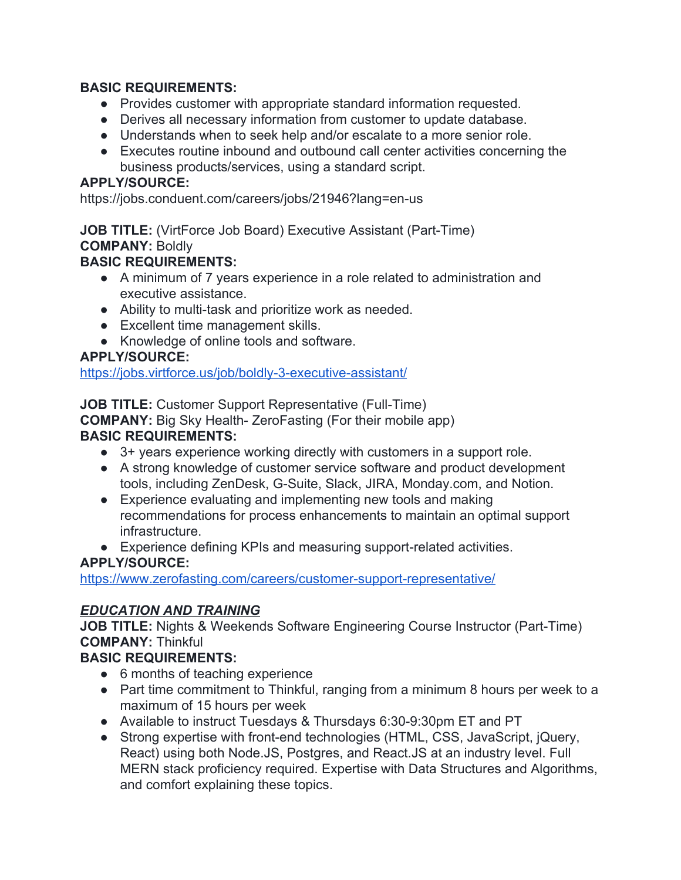**BASIC REQUIREMENTS:**

- Provides customer with appropriate standard information requested.
- Derives all necessary information from customer to update database.
- Understands when to seek help and/or escalate to a more senior role.
- Executes routine inbound and outbound call center activities concerning the business products/services, using a standard script.

**APPLY/SOURCE:**
https://jobs.conduent.com/careers/jobs/21946?lang=en-us

**JOB TITLE:** (VirtForce Job Board) Executive Assistant (Part-Time)
**COMPANY:** Boldly
**BASIC REQUIREMENTS:**

- A minimum of 7 years experience in a role related to administration and executive assistance.
- Ability to multi-task and prioritize work as needed.
- Excellent time management skills.
- Knowledge of online tools and software.

**APPLY/SOURCE:**
https://jobs.virtforce.us/job/boldly-3-executive-assistant/

**JOB TITLE:** Customer Support Representative (Full-Time)
**COMPANY:** Big Sky Health- ZeroFasting (For their mobile app)
**BASIC REQUIREMENTS:**

- 3+ years experience working directly with customers in a support role.
- A strong knowledge of customer service software and product development tools, including ZenDesk, G-Suite, Slack, JIRA, Monday.com, and Notion.
- Experience evaluating and implementing new tools and making recommendations for process enhancements to maintain an optimal support infrastructure.
- Experience defining KPIs and measuring support-related activities.

**APPLY/SOURCE:**
https://www.zerofasting.com/careers/customer-support-representative/

***EDUCATION AND TRAINING***

**JOB TITLE:** Nights & Weekends Software Engineering Course Instructor (Part-Time)
**COMPANY:** Thinkful
**BASIC REQUIREMENTS:**

- 6 months of teaching experience
- Part time commitment to Thinkful, ranging from a minimum 8 hours per week to a maximum of 15 hours per week
- Available to instruct Tuesdays & Thursdays 6:30-9:30pm ET and PT
- Strong expertise with front-end technologies (HTML, CSS, JavaScript, jQuery, React) using both Node.JS, Postgres, and React.JS at an industry level. Full MERN stack proficiency required. Expertise with Data Structures and Algorithms, and comfort explaining these topics.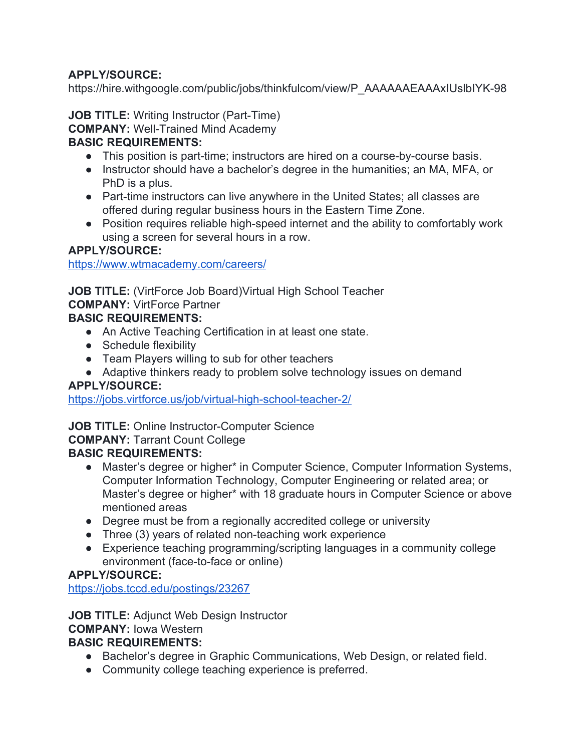**APPLY/SOURCE:**
https://hire.withgoogle.com/public/jobs/thinkfulcom/view/P_AAAAAAEAAAxIUslbIYK-98

**JOB TITLE:** Writing Instructor (Part-Time)
**COMPANY:** Well-Trained Mind Academy
**BASIC REQUIREMENTS:**

- This position is part-time; instructors are hired on a course-by-course basis.
- Instructor should have a bachelor's degree in the humanities; an MA, MFA, or PhD is a plus.
- Part-time instructors can live anywhere in the United States; all classes are offered during regular business hours in the Eastern Time Zone.
- Position requires reliable high-speed internet and the ability to comfortably work using a screen for several hours in a row.

**APPLY/SOURCE:**
https://www.wtmacademy.com/careers/

**JOB TITLE:** (VirtForce Job Board)Virtual High School Teacher
**COMPANY:** VirtForce Partner
**BASIC REQUIREMENTS:**

- An Active Teaching Certification in at least one state.
- Schedule flexibility
- Team Players willing to sub for other teachers
- Adaptive thinkers ready to problem solve technology issues on demand

**APPLY/SOURCE:**
https://jobs.virtforce.us/job/virtual-high-school-teacher-2/

**JOB TITLE:** Online Instructor-Computer Science
**COMPANY:** Tarrant Count College
**BASIC REQUIREMENTS:**

- Master's degree or higher* in Computer Science, Computer Information Systems, Computer Information Technology, Computer Engineering or related area; or Master's degree or higher* with 18 graduate hours in Computer Science or above mentioned areas
- Degree must be from a regionally accredited college or university
- Three (3) years of related non-teaching work experience
- Experience teaching programming/scripting languages in a community college environment (face-to-face or online)

**APPLY/SOURCE:**
https://jobs.tccd.edu/postings/23267

**JOB TITLE:** Adjunct Web Design Instructor
**COMPANY:** Iowa Western
**BASIC REQUIREMENTS:**

- Bachelor's degree in Graphic Communications, Web Design, or related field.
- Community college teaching experience is preferred.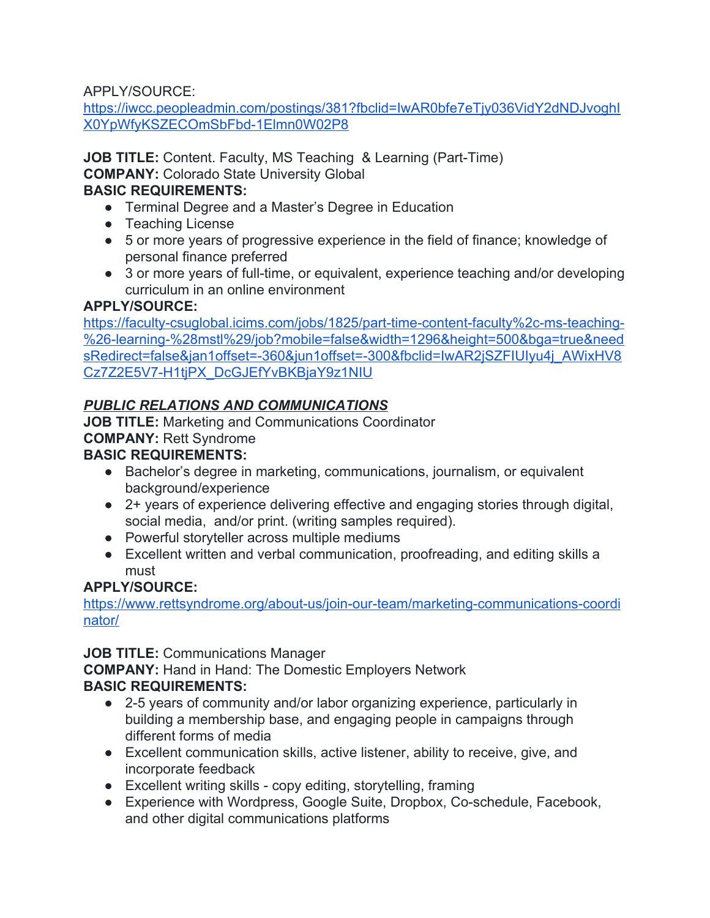APPLY/SOURCE:
[https://iwcc.peopleadmin.com/postings/381?fbclid=IwAR0bfe7eTjy036VidY2dNDJvoghIX0YpWfyKSZECOmSbFbd-1Elmn0W02P8](https://iwcc.peopleadmin.com/postings/381?fbclid=IwAR0bfe7eTjy036VidY2dNDJvoghIX0YpWfyKSZECOmSbFbd-1Elmn0W02P8)

**JOB TITLE:** Content. Faculty, MS Teaching & Learning (Part-Time)
**COMPANY:** Colorado State University Global
**BASIC REQUIREMENTS:**

- Terminal Degree and a Master's Degree in Education
- Teaching License
- 5 or more years of progressive experience in the field of finance; knowledge of personal finance preferred
- 3 or more years of full-time, or equivalent, experience teaching and/or developing curriculum in an online environment

**APPLY/SOURCE:**
[https://faculty-csuglobal.icims.com/jobs/1825/part-time-content-faculty%2c-ms-teaching-%26-learning-%28mstl%29/job?mobile=false&width=1296&height=500&bga=true&needsRedirect=false&jan1offset=-360&jun1offset=-300&fbclid=IwAR2jSZFIUIyu4j_AWixHV8Cz7Z2E5V7-H1tjPX_DcGJEfYvBKBjaY9z1NIU](https://faculty-csuglobal.icims.com/jobs/1825/part-time-content-faculty%2c-ms-teaching-%26-learning-%28mstl%29/job?mobile=false&width=1296&height=500&bga=true&needsRedirect=false&jan1offset=-360&jun1offset=-300&fbclid=IwAR2jSZFIUIyu4j_AWixHV8Cz7Z2E5V7-H1tjPX_DcGJEfYvBKBjaY9z1NIU)

## ***PUBLIC RELATIONS AND COMMUNICATIONS***

**JOB TITLE:** Marketing and Communications Coordinator
**COMPANY:** Rett Syndrome
**BASIC REQUIREMENTS:**

- Bachelor's degree in marketing, communications, journalism, or equivalent background/experience
- 2+ years of experience delivering effective and engaging stories through digital, social media, and/or print. (writing samples required).
- Powerful storyteller across multiple mediums
- Excellent written and verbal communication, proofreading, and editing skills a must

**APPLY/SOURCE:**
[https://www.rettsyndrome.org/about-us/join-our-team/marketing-communications-coordinator/](https://www.rettsyndrome.org/about-us/join-our-team/marketing-communications-coordinator/)

**JOB TITLE:** Communications Manager
**COMPANY:** Hand in Hand: The Domestic Employers Network
**BASIC REQUIREMENTS:**

- 2-5 years of community and/or labor organizing experience, particularly in building a membership base, and engaging people in campaigns through different forms of media
- Excellent communication skills, active listener, ability to receive, give, and incorporate feedback
- Excellent writing skills - copy editing, storytelling, framing
- Experience with Wordpress, Google Suite, Dropbox, Co-schedule, Facebook, and other digital communications platforms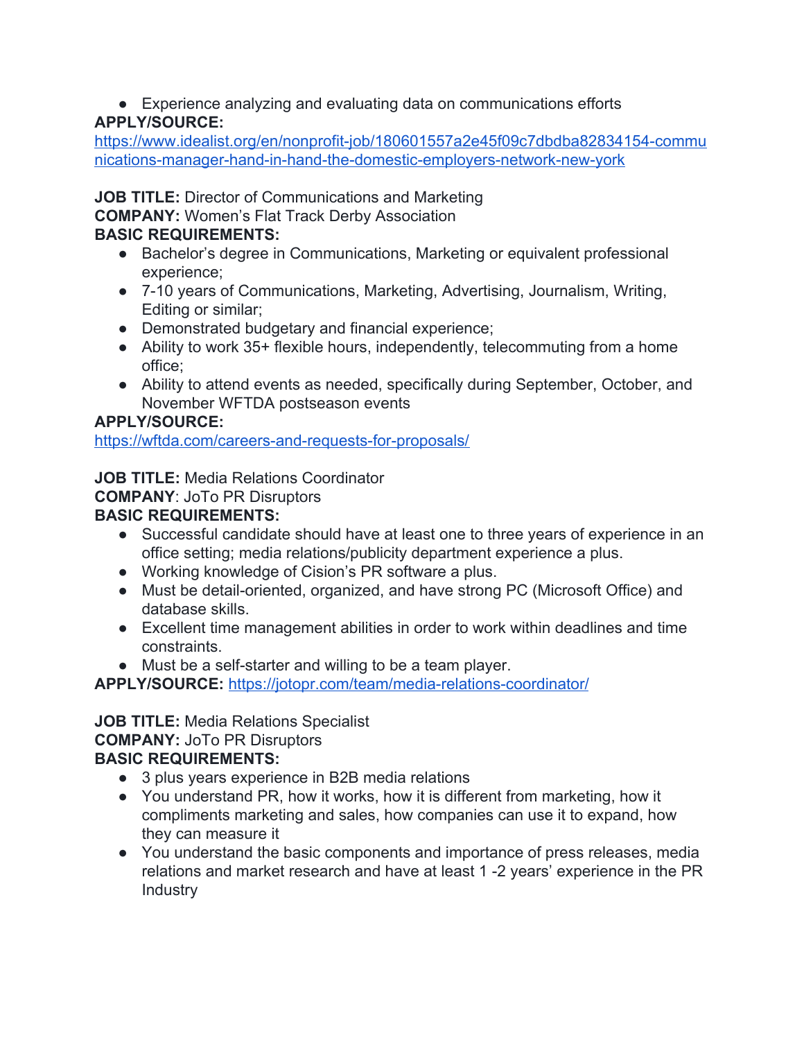- Experience analyzing and evaluating data on communications efforts

**APPLY/SOURCE:** https://www.idealist.org/en/nonprofit-job/180601557a2e45f09c7dbdba82834154-communications-manager-hand-in-hand-the-domestic-employers-network-new-york

**JOB TITLE:** Director of Communications and Marketing
**COMPANY:** Women's Flat Track Derby Association
**BASIC REQUIREMENTS:**

- Bachelor's degree in Communications, Marketing or equivalent professional experience;
- 7-10 years of Communications, Marketing, Advertising, Journalism, Writing, Editing or similar;
- Demonstrated budgetary and financial experience;
- Ability to work 35+ flexible hours, independently, telecommuting from a home office;
- Ability to attend events as needed, specifically during September, October, and November WFTDA postseason events

**APPLY/SOURCE:** https://wftda.com/careers-and-requests-for-proposals/

**JOB TITLE:** Media Relations Coordinator
**COMPANY**: JoTo PR Disruptors
**BASIC REQUIREMENTS:**

- Successful candidate should have at least one to three years of experience in an office setting; media relations/publicity department experience a plus.
- Working knowledge of Cision's PR software a plus.
- Must be detail-oriented, organized, and have strong PC (Microsoft Office) and database skills.
- Excellent time management abilities in order to work within deadlines and time constraints.
- Must be a self-starter and willing to be a team player.

**APPLY/SOURCE:** https://jotopr.com/team/media-relations-coordinator/

**JOB TITLE:** Media Relations Specialist
**COMPANY:** JoTo PR Disruptors
**BASIC REQUIREMENTS:**

- 3 plus years experience in B2B media relations
- You understand PR, how it works, how it is different from marketing, how it compliments marketing and sales, how companies can use it to expand, how they can measure it
- You understand the basic components and importance of press releases, media relations and market research and have at least 1 -2 years' experience in the PR Industry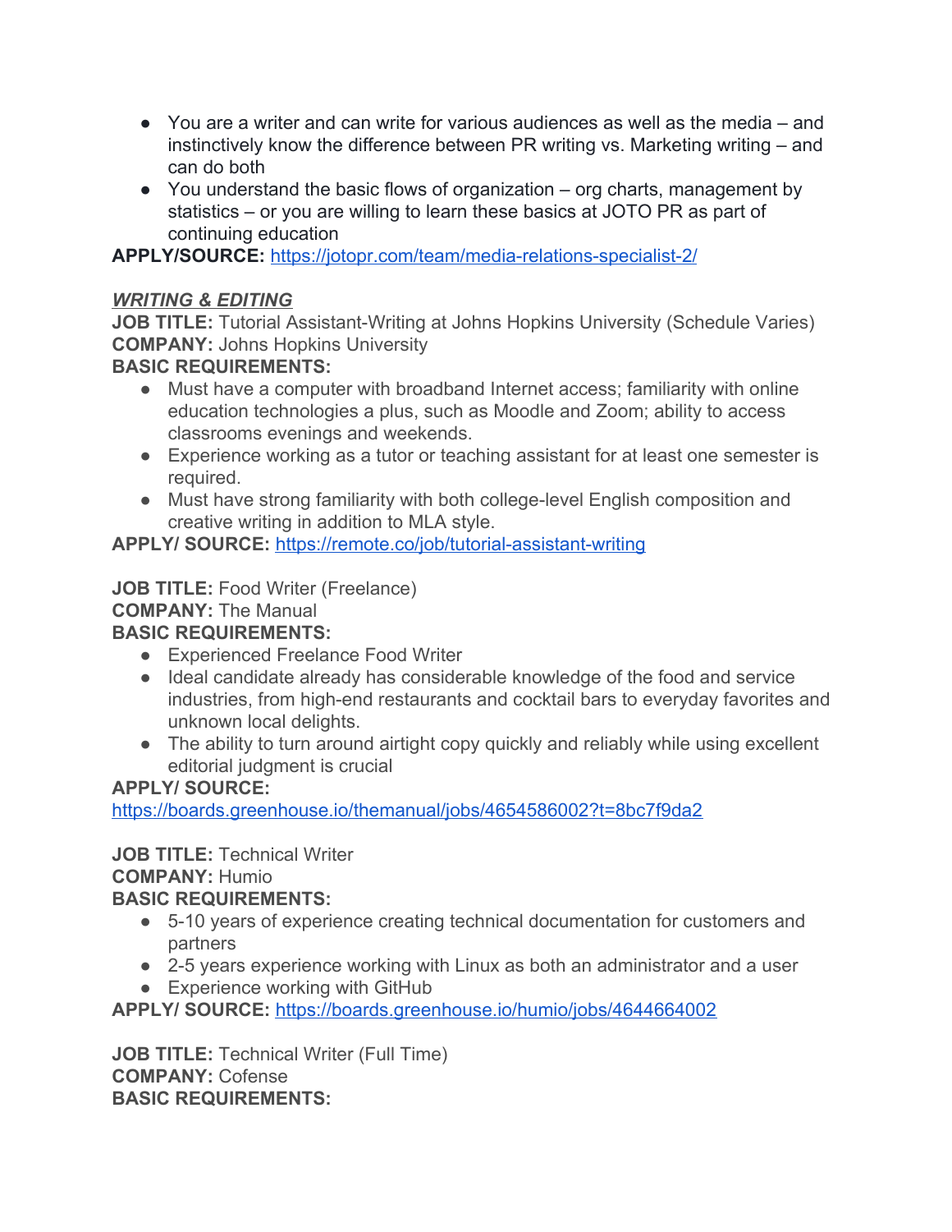- You are a writer and can write for various audiences as well as the media – and instinctively know the difference between PR writing vs. Marketing writing – and can do both
- You understand the basic flows of organization – org charts, management by statistics – or you are willing to learn these basics at JOTO PR as part of continuing education

**APPLY/SOURCE:** https://jotopr.com/team/media-relations-specialist-2/

***WRITING & EDITING***

**JOB TITLE:** Tutorial Assistant-Writing at Johns Hopkins University (Schedule Varies)
**COMPANY:** Johns Hopkins University
**BASIC REQUIREMENTS:**

- Must have a computer with broadband Internet access; familiarity with online education technologies a plus, such as Moodle and Zoom; ability to access classrooms evenings and weekends.
- Experience working as a tutor or teaching assistant for at least one semester is required.
- Must have strong familiarity with both college-level English composition and creative writing in addition to MLA style.

**APPLY/ SOURCE:** https://remote.co/job/tutorial-assistant-writing

**JOB TITLE:** Food Writer (Freelance)
**COMPANY:** The Manual
**BASIC REQUIREMENTS:**

- Experienced Freelance Food Writer
- Ideal candidate already has considerable knowledge of the food and service industries, from high-end restaurants and cocktail bars to everyday favorites and unknown local delights.
- The ability to turn around airtight copy quickly and reliably while using excellent editorial judgment is crucial

**APPLY/ SOURCE:**
https://boards.greenhouse.io/themanual/jobs/4654586002?t=8bc7f9da2

**JOB TITLE:** Technical Writer
**COMPANY:** Humio
**BASIC REQUIREMENTS:**

- 5-10 years of experience creating technical documentation for customers and partners
- 2-5 years experience working with Linux as both an administrator and a user
- Experience working with GitHub

**APPLY/ SOURCE:** https://boards.greenhouse.io/humio/jobs/4644664002

**JOB TITLE:** Technical Writer (Full Time)
**COMPANY:** Cofense
**BASIC REQUIREMENTS:**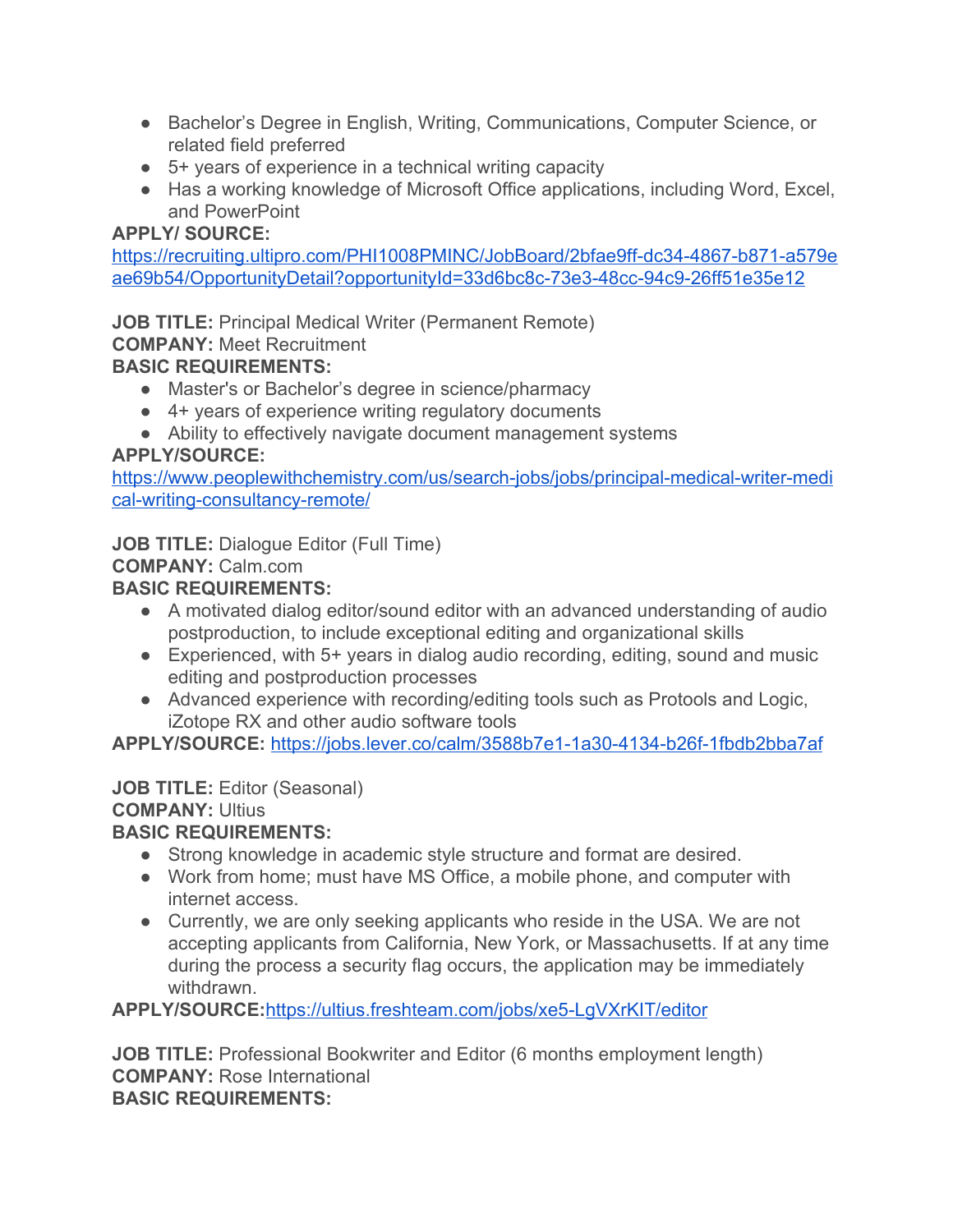- Bachelor's Degree in English, Writing, Communications, Computer Science, or related field preferred
- 5+ years of experience in a technical writing capacity
- Has a working knowledge of Microsoft Office applications, including Word, Excel, and PowerPoint

**APPLY/ SOURCE:**
https://recruiting.ultipro.com/PHI1008PMINC/JobBoard/2bfae9ff-dc34-4867-b871-a579eae69b54/OpportunityDetail?opportunityId=33d6bc8c-73e3-48cc-94c9-26ff51e35e12

**JOB TITLE:** Principal Medical Writer (Permanent Remote)
**COMPANY:** Meet Recruitment
**BASIC REQUIREMENTS:**

- Master's or Bachelor's degree in science/pharmacy
- 4+ years of experience writing regulatory documents
- Ability to effectively navigate document management systems

**APPLY/SOURCE:**
https://www.peoplewithchemistry.com/us/search-jobs/jobs/principal-medical-writer-medical-writing-consultancy-remote/

**JOB TITLE:** Dialogue Editor (Full Time)
**COMPANY:** Calm.com
**BASIC REQUIREMENTS:**

- A motivated dialog editor/sound editor with an advanced understanding of audio postproduction, to include exceptional editing and organizational skills
- Experienced, with 5+ years in dialog audio recording, editing, sound and music editing and postproduction processes
- Advanced experience with recording/editing tools such as Protools and Logic, iZotope RX and other audio software tools

**APPLY/SOURCE:** https://jobs.lever.co/calm/3588b7e1-1a30-4134-b26f-1fbdb2bba7af

**JOB TITLE:** Editor (Seasonal)
**COMPANY:** Ultius
**BASIC REQUIREMENTS:**

- Strong knowledge in academic style structure and format are desired.
- Work from home; must have MS Office, a mobile phone, and computer with internet access.
- Currently, we are only seeking applicants who reside in the USA. We are not accepting applicants from California, New York, or Massachusetts. If at any time during the process a security flag occurs, the application may be immediately withdrawn.

**APPLY/SOURCE:**https://ultius.freshteam.com/jobs/xe5-LgVXrKIT/editor

**JOB TITLE:** Professional Bookwriter and Editor (6 months employment length)
**COMPANY:** Rose International
**BASIC REQUIREMENTS:**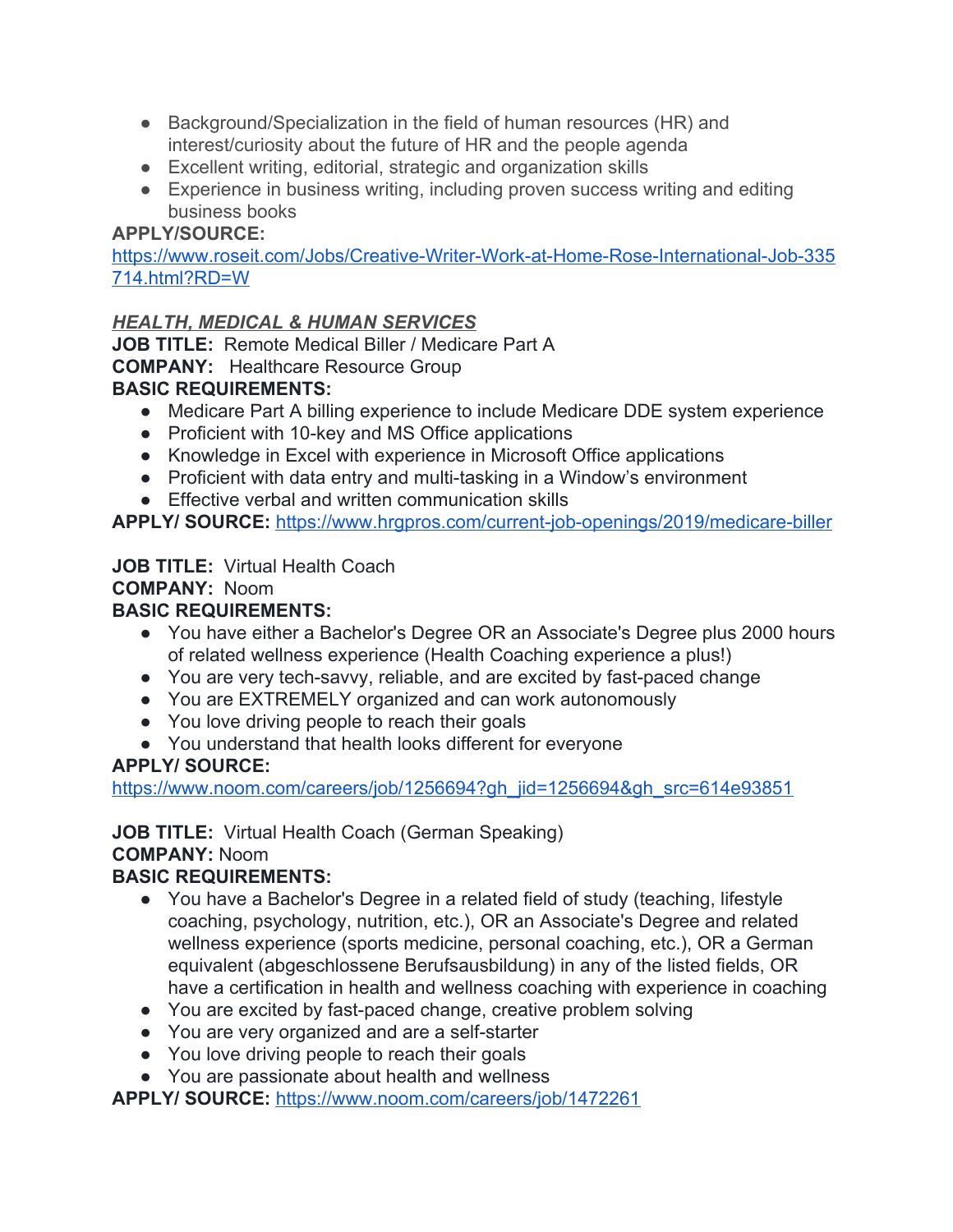- Background/Specialization in the field of human resources (HR) and interest/curiosity about the future of HR and the people agenda
- Excellent writing, editorial, strategic and organization skills
- Experience in business writing, including proven success writing and editing business books

**APPLY/SOURCE:**
https://www.roseit.com/Jobs/Creative-Writer-Work-at-Home-Rose-International-Job-335714.html?RD=W

***HEALTH, MEDICAL & HUMAN SERVICES***

**JOB TITLE:** Remote Medical Biller / Medicare Part A
**COMPANY:** Healthcare Resource Group
**BASIC REQUIREMENTS:**

- Medicare Part A billing experience to include Medicare DDE system experience
- Proficient with 10-key and MS Office applications
- Knowledge in Excel with experience in Microsoft Office applications
- Proficient with data entry and multi-tasking in a Window's environment
- Effective verbal and written communication skills

**APPLY/ SOURCE:** https://www.hrgpros.com/current-job-openings/2019/medicare-biller

**JOB TITLE:** Virtual Health Coach
**COMPANY:** Noom
**BASIC REQUIREMENTS:**

- You have either a Bachelor's Degree OR an Associate's Degree plus 2000 hours of related wellness experience (Health Coaching experience a plus!)
- You are very tech-savvy, reliable, and are excited by fast-paced change
- You are EXTREMELY organized and can work autonomously
- You love driving people to reach their goals
- You understand that health looks different for everyone

**APPLY/ SOURCE:**
https://www.noom.com/careers/job/1256694?gh_jid=1256694&gh_src=614e93851

**JOB TITLE:** Virtual Health Coach (German Speaking)
**COMPANY:** Noom
**BASIC REQUIREMENTS:**

- You have a Bachelor's Degree in a related field of study (teaching, lifestyle coaching, psychology, nutrition, etc.), OR an Associate's Degree and related wellness experience (sports medicine, personal coaching, etc.), OR a German equivalent (abgeschlossene Berufsausbildung) in any of the listed fields, OR have a certification in health and wellness coaching with experience in coaching
- You are excited by fast-paced change, creative problem solving
- You are very organized and are a self-starter
- You love driving people to reach their goals
- You are passionate about health and wellness

**APPLY/ SOURCE:** https://www.noom.com/careers/job/1472261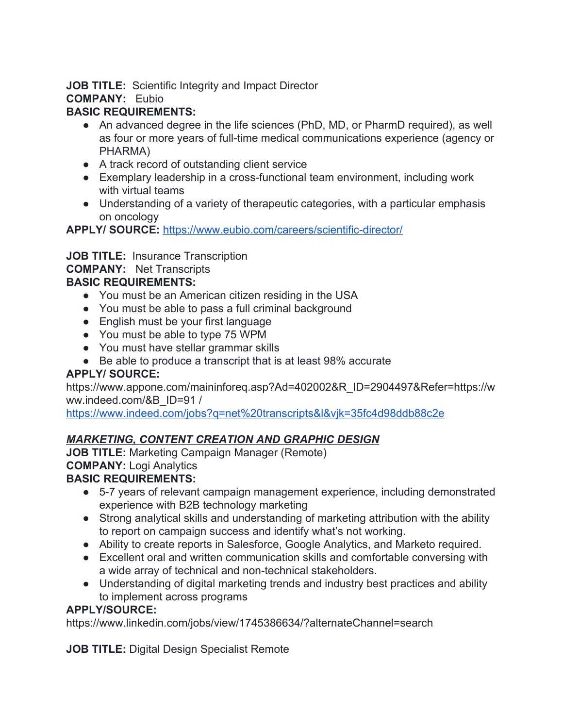**JOB TITLE:** Scientific Integrity and Impact Director
**COMPANY:** Eubio
**BASIC REQUIREMENTS:**

- An advanced degree in the life sciences (PhD, MD, or PharmD required), as well as four or more years of full-time medical communications experience (agency or PHARMA)
- A track record of outstanding client service
- Exemplary leadership in a cross-functional team environment, including work with virtual teams
- Understanding of a variety of therapeutic categories, with a particular emphasis on oncology

**APPLY/ SOURCE:** https://www.eubio.com/careers/scientific-director/

**JOB TITLE:** Insurance Transcription
**COMPANY:** Net Transcripts
**BASIC REQUIREMENTS:**

- You must be an American citizen residing in the USA
- You must be able to pass a full criminal background
- English must be your first language
- You must be able to type 75 WPM
- You must have stellar grammar skills
- Be able to produce a transcript that is at least 98% accurate

**APPLY/ SOURCE:**
https://www.appone.com/maininforeq.asp?Ad=402002&R_ID=2904497&Refer=https://www.indeed.com/&B_ID=91 /
https://www.indeed.com/jobs?q=net%20transcripts&l&vjk=35fc4d98ddb88c2e

***MARKETING, CONTENT CREATION AND GRAPHIC DESIGN***

**JOB TITLE:** Marketing Campaign Manager (Remote)
**COMPANY:** Logi Analytics
**BASIC REQUIREMENTS:**

- 5-7 years of relevant campaign management experience, including demonstrated experience with B2B technology marketing
- Strong analytical skills and understanding of marketing attribution with the ability to report on campaign success and identify what's not working.
- Ability to create reports in Salesforce, Google Analytics, and Marketo required.
- Excellent oral and written communication skills and comfortable conversing with a wide array of technical and non-technical stakeholders.
- Understanding of digital marketing trends and industry best practices and ability to implement across programs

**APPLY/SOURCE:**
https://www.linkedin.com/jobs/view/1745386634/?alternateChannel=search

**JOB TITLE:** Digital Design Specialist Remote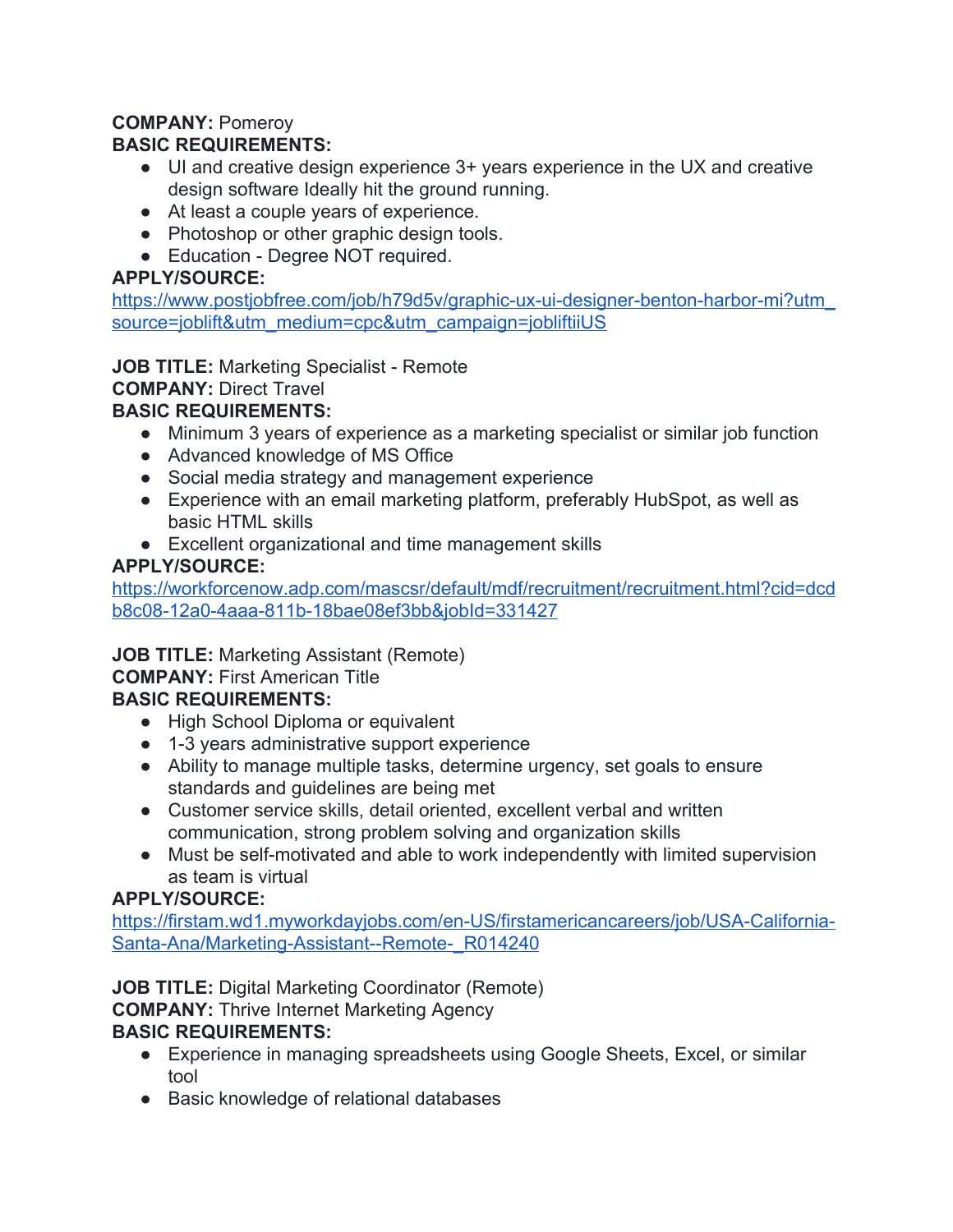**COMPANY:** Pomeroy

**BASIC REQUIREMENTS:**

- UI and creative design experience 3+ years experience in the UX and creative design software Ideally hit the ground running.
- At least a couple years of experience.
- Photoshop or other graphic design tools.
- Education - Degree NOT required.

**APPLY/SOURCE:**
https://www.postjobfree.com/job/h79d5v/graphic-ux-ui-designer-benton-harbor-mi?utm_source=joblift&utm_medium=cpc&utm_campaign=jobliftiiUS

**JOB TITLE:** Marketing Specialist - Remote

**COMPANY:** Direct Travel

**BASIC REQUIREMENTS:**

- Minimum 3 years of experience as a marketing specialist or similar job function
- Advanced knowledge of MS Office
- Social media strategy and management experience
- Experience with an email marketing platform, preferably HubSpot, as well as basic HTML skills
- Excellent organizational and time management skills

**APPLY/SOURCE:**
https://workforcenow.adp.com/mascsr/default/mdf/recruitment/recruitment.html?cid=dcdb8c08-12a0-4aaa-811b-18bae08ef3bb&jobId=331427

**JOB TITLE:** Marketing Assistant (Remote)

**COMPANY:** First American Title

**BASIC REQUIREMENTS:**

- High School Diploma or equivalent
- 1-3 years administrative support experience
- Ability to manage multiple tasks, determine urgency, set goals to ensure standards and guidelines are being met
- Customer service skills, detail oriented, excellent verbal and written communication, strong problem solving and organization skills
- Must be self-motivated and able to work independently with limited supervision as team is virtual

**APPLY/SOURCE:**
https://firstam.wd1.myworkdayjobs.com/en-US/firstamericancareers/job/USA-California-Santa-Ana/Marketing-Assistant--Remote-_R014240

**JOB TITLE:** Digital Marketing Coordinator (Remote)

**COMPANY:** Thrive Internet Marketing Agency

**BASIC REQUIREMENTS:**

- Experience in managing spreadsheets using Google Sheets, Excel, or similar tool
- Basic knowledge of relational databases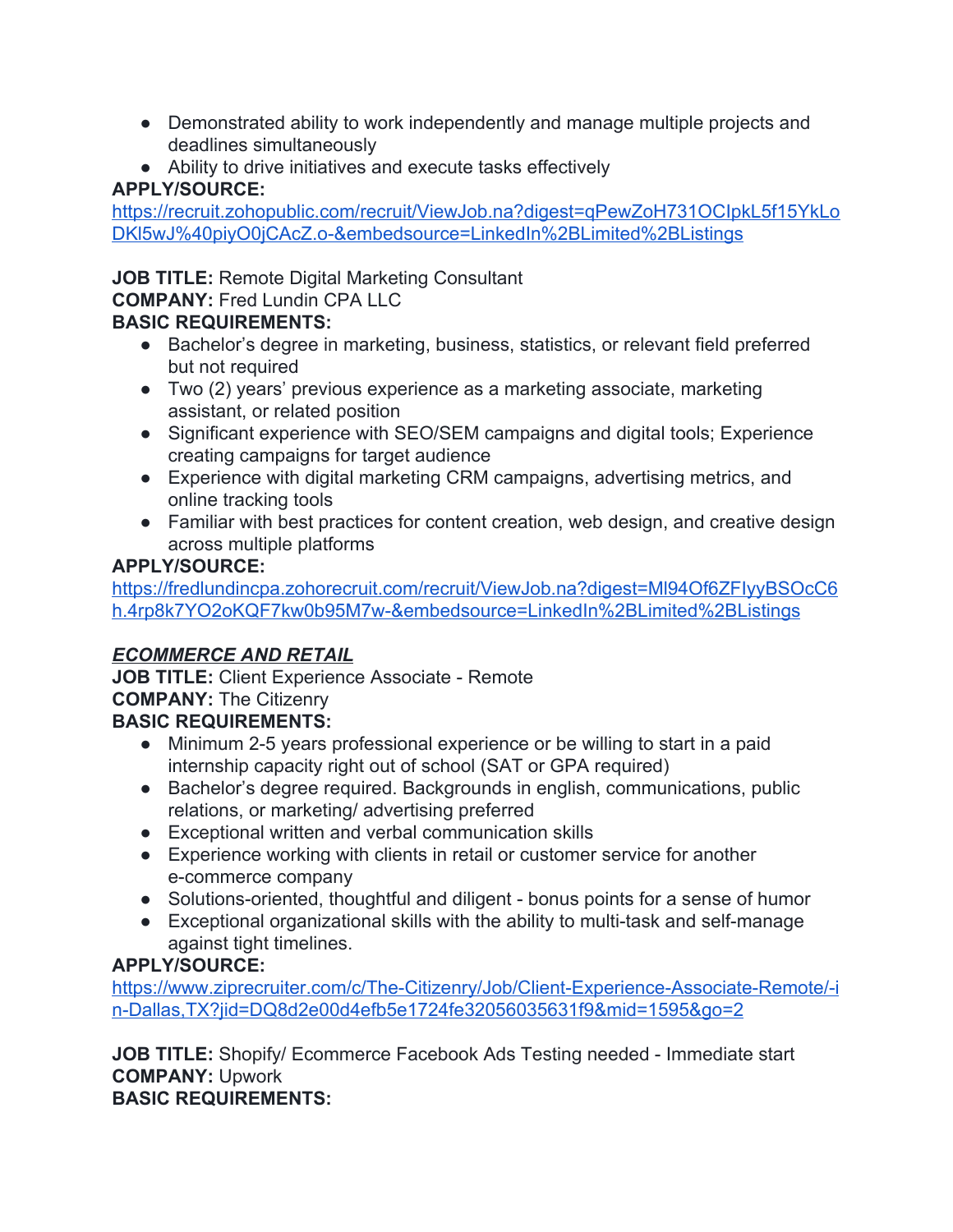- Demonstrated ability to work independently and manage multiple projects and deadlines simultaneously
- Ability to drive initiatives and execute tasks effectively

**APPLY/SOURCE:**
https://recruit.zohopublic.com/recruit/ViewJob.na?digest=qPewZoH731OCIpkL5f15YkLoDKl5wJ%40piyO0jCAcZ.o-&embedsource=LinkedIn%2BLimited%2BListings

**JOB TITLE:** Remote Digital Marketing Consultant
**COMPANY:** Fred Lundin CPA LLC
**BASIC REQUIREMENTS:**

- Bachelor's degree in marketing, business, statistics, or relevant field preferred but not required
- Two (2) years' previous experience as a marketing associate, marketing assistant, or related position
- Significant experience with SEO/SEM campaigns and digital tools; Experience creating campaigns for target audience
- Experience with digital marketing CRM campaigns, advertising metrics, and online tracking tools
- Familiar with best practices for content creation, web design, and creative design across multiple platforms

**APPLY/SOURCE:**
https://fredlundincpa.zohorecruit.com/recruit/ViewJob.na?digest=Ml94Of6ZFIyyBSOcC6h.4rp8k7YO2oKQF7kw0b95M7w-&embedsource=LinkedIn%2BLimited%2BListings

***ECOMMERCE AND RETAIL***

**JOB TITLE:** Client Experience Associate - Remote
**COMPANY:** The Citizenry
**BASIC REQUIREMENTS:**

- Minimum 2-5 years professional experience or be willing to start in a paid internship capacity right out of school (SAT or GPA required)
- Bachelor's degree required. Backgrounds in english, communications, public relations, or marketing/ advertising preferred
- Exceptional written and verbal communication skills
- Experience working with clients in retail or customer service for another e-commerce company
- Solutions-oriented, thoughtful and diligent - bonus points for a sense of humor
- Exceptional organizational skills with the ability to multi-task and self-manage against tight timelines.

**APPLY/SOURCE:**
https://www.ziprecruiter.com/c/The-Citizenry/Job/Client-Experience-Associate-Remote/-in-Dallas,TX?jid=DQ8d2e00d4efb5e1724fe32056035631f9&mid=1595&go=2

**JOB TITLE:** Shopify/ Ecommerce Facebook Ads Testing needed - Immediate start
**COMPANY:** Upwork
**BASIC REQUIREMENTS:**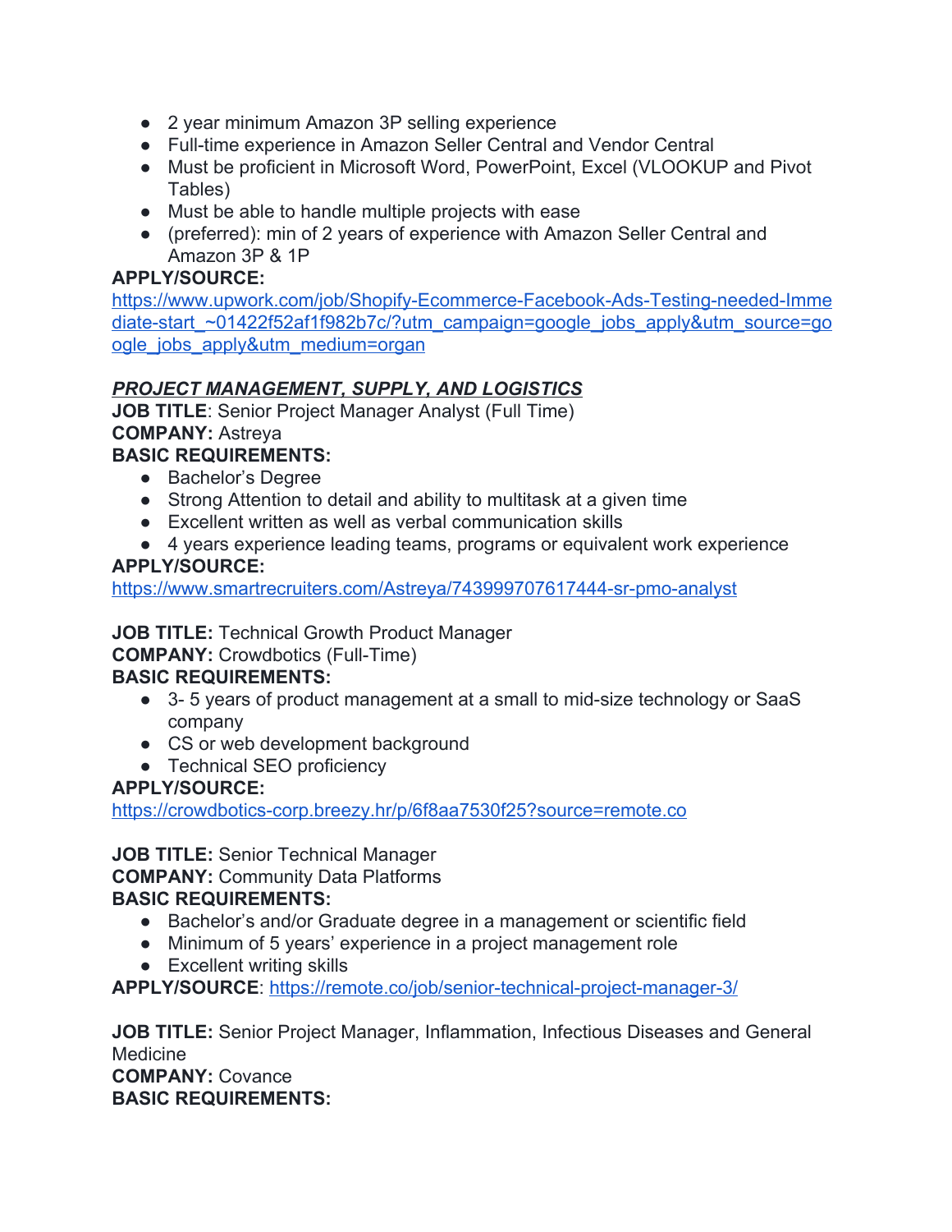- 2 year minimum Amazon 3P selling experience
- Full-time experience in Amazon Seller Central and Vendor Central
- Must be proficient in Microsoft Word, PowerPoint, Excel (VLOOKUP and Pivot Tables)
- Must be able to handle multiple projects with ease
- (preferred): min of 2 years of experience with Amazon Seller Central and Amazon 3P & 1P

**APPLY/SOURCE:**
https://www.upwork.com/job/Shopify-Ecommerce-Facebook-Ads-Testing-needed-Immediate-start_~01422f52af1f982b7c/?utm_campaign=google_jobs_apply&utm_source=google_jobs_apply&utm_medium=organ

***PROJECT MANAGEMENT, SUPPLY, AND LOGISTICS***

**JOB TITLE**: Senior Project Manager Analyst (Full Time)
**COMPANY:** Astreya
**BASIC REQUIREMENTS:**

- Bachelor's Degree
- Strong Attention to detail and ability to multitask at a given time
- Excellent written as well as verbal communication skills
- 4 years experience leading teams, programs or equivalent work experience

**APPLY/SOURCE:**
https://www.smartrecruiters.com/Astreya/743999707617444-sr-pmo-analyst

**JOB TITLE:** Technical Growth Product Manager
**COMPANY:** Crowdbotics (Full-Time)
**BASIC REQUIREMENTS:**

- 3- 5 years of product management at a small to mid-size technology or SaaS company
- CS or web development background
- Technical SEO proficiency

**APPLY/SOURCE:**
https://crowdbotics-corp.breezy.hr/p/6f8aa7530f25?source=remote.co

**JOB TITLE:** Senior Technical Manager
**COMPANY:** Community Data Platforms
**BASIC REQUIREMENTS:**

- Bachelor's and/or Graduate degree in a management or scientific field
- Minimum of 5 years' experience in a project management role
- Excellent writing skills

**APPLY/SOURCE**: https://remote.co/job/senior-technical-project-manager-3/

**JOB TITLE:** Senior Project Manager, Inflammation, Infectious Diseases and General Medicine
**COMPANY:** Covance
**BASIC REQUIREMENTS:**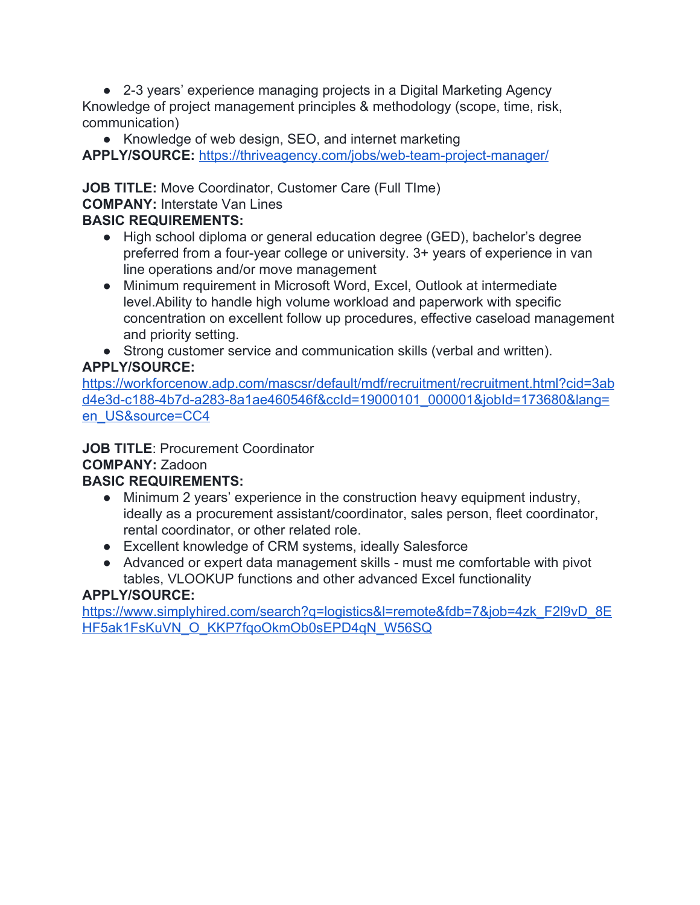- 2-3 years' experience managing projects in a Digital Marketing Agency

Knowledge of project management principles & methodology (scope, time, risk, communication)

- Knowledge of web design, SEO, and internet marketing

**APPLY/SOURCE:** https://thriveagency.com/jobs/web-team-project-manager/

**JOB TITLE:** Move Coordinator, Customer Care (Full TIme)
**COMPANY:** Interstate Van Lines
**BASIC REQUIREMENTS:**

- High school diploma or general education degree (GED), bachelor's degree preferred from a four-year college or university. 3+ years of experience in van line operations and/or move management
- Minimum requirement in Microsoft Word, Excel, Outlook at intermediate level.Ability to handle high volume workload and paperwork with specific concentration on excellent follow up procedures, effective caseload management and priority setting.
- Strong customer service and communication skills (verbal and written).

**APPLY/SOURCE:**
https://workforcenow.adp.com/mascsr/default/mdf/recruitment/recruitment.html?cid=3abd4e3d-c188-4b7d-a283-8a1ae460546f&ccId=19000101_000001&jobId=173680&lang=en_US&source=CC4

**JOB TITLE**: Procurement Coordinator
**COMPANY:** Zadoon
**BASIC REQUIREMENTS:**

- Minimum 2 years' experience in the construction heavy equipment industry, ideally as a procurement assistant/coordinator, sales person, fleet coordinator, rental coordinator, or other related role.
- Excellent knowledge of CRM systems, ideally Salesforce
- Advanced or expert data management skills - must me comfortable with pivot tables, VLOOKUP functions and other advanced Excel functionality

**APPLY/SOURCE:**
https://www.simplyhired.com/search?q=logistics&l=remote&fdb=7&job=4zk_F2l9vD_8EHF5ak1FsKuVN_O_KKP7fqoOkmOb0sEPD4qN_W56SQ